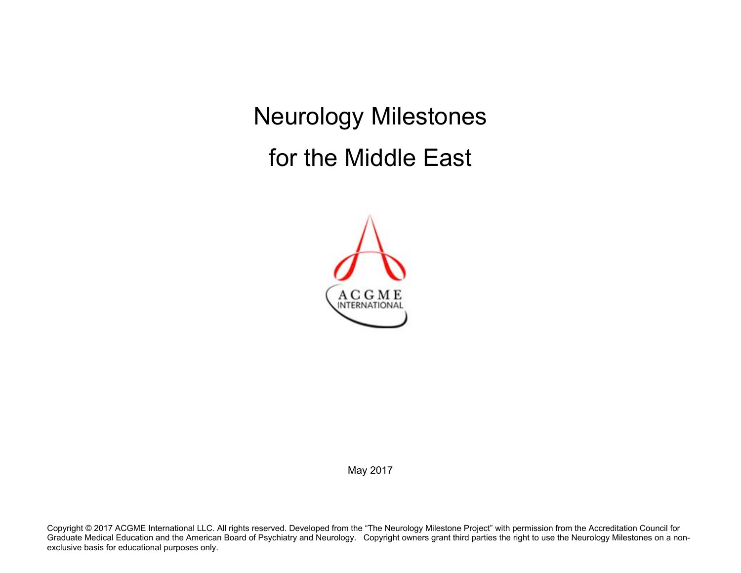# Neurology Milestones

# for the Middle East

ACGME INTERNATIONAL

May 2017

Copyright © 2017 ACGME International LLC. All rights reserved. Developed from the "The Neurology Milestone Project" with permission from the Accreditation Council for Graduate Medical Education and the American Board of Psychiatry and Neurology. Copyright owners grant third parties the right to use the Neurology Milestones on a non-exclusive basis for educational purposes only.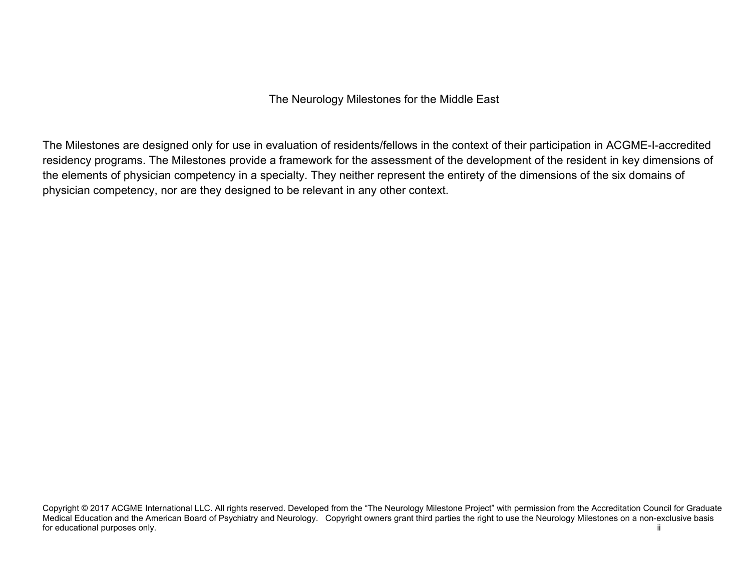The Neurology Milestones for the Middle East

The Milestones are designed only for use in evaluation of residents/fellows in the context of their participation in ACGME-I-accredited residency programs. The Milestones provide a framework for the assessment of the development of the resident in key dimensions of the elements of physician competency in a specialty. They neither represent the entirety of the dimensions of the six domains of physician competency, nor are they designed to be relevant in any other context.

Copyright © 2017 ACGME International LLC. All rights reserved. Developed from the "The Neurology Milestone Project" with permission from the Accreditation Council for Graduate Medical Education and the American Board of Psychiatry and Neurology. Copyright owners grant third parties the right to use the Neurology Milestones on a non-exclusive basis for educational purposes only.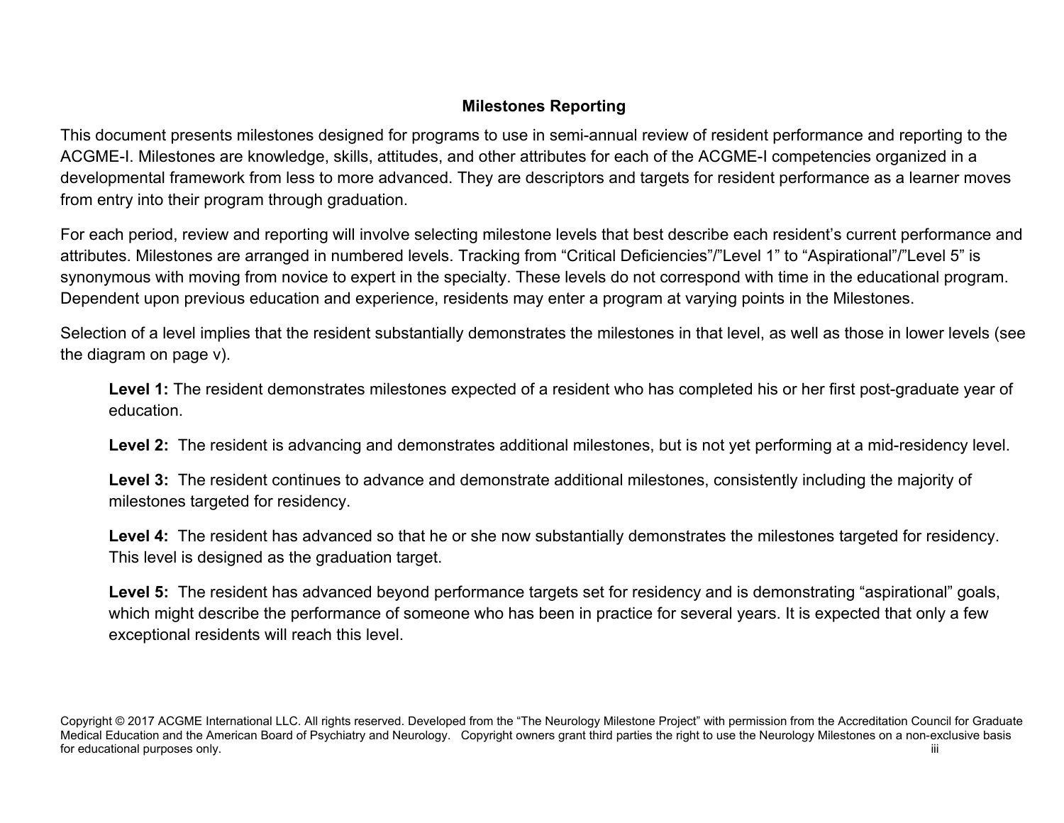## Milestones Reporting

This document presents milestones designed for programs to use in semi-annual review of resident performance and reporting to the ACGME-I. Milestones are knowledge, skills, attitudes, and other attributes for each of the ACGME-I competencies organized in a developmental framework from less to more advanced. They are descriptors and targets for resident performance as a learner moves from entry into their program through graduation.

For each period, review and reporting will involve selecting milestone levels that best describe each resident's current performance and attributes. Milestones are arranged in numbered levels. Tracking from "Critical Deficiencies"/"Level 1" to "Aspirational"/"Level 5" is synonymous with moving from novice to expert in the specialty. These levels do not correspond with time in the educational program. Dependent upon previous education and experience, residents may enter a program at varying points in the Milestones.

Selection of a level implies that the resident substantially demonstrates the milestones in that level, as well as those in lower levels (see the diagram on page v).

> **Level 1:** The resident demonstrates milestones expected of a resident who has completed his or her first post-graduate year of education.
>
> **Level 2:** The resident is advancing and demonstrates additional milestones, but is not yet performing at a mid-residency level.
>
> **Level 3:** The resident continues to advance and demonstrate additional milestones, consistently including the majority of milestones targeted for residency.
>
> **Level 4:** The resident has advanced so that he or she now substantially demonstrates the milestones targeted for residency. This level is designed as the graduation target.
>
> **Level 5:** The resident has advanced beyond performance targets set for residency and is demonstrating "aspirational" goals, which might describe the performance of someone who has been in practice for several years. It is expected that only a few exceptional residents will reach this level.

Copyright © 2017 ACGME International LLC. All rights reserved. Developed from the "The Neurology Milestone Project" with permission from the Accreditation Council for Graduate Medical Education and the American Board of Psychiatry and Neurology. Copyright owners grant third parties the right to use the Neurology Milestones on a non-exclusive basis for educational purposes only.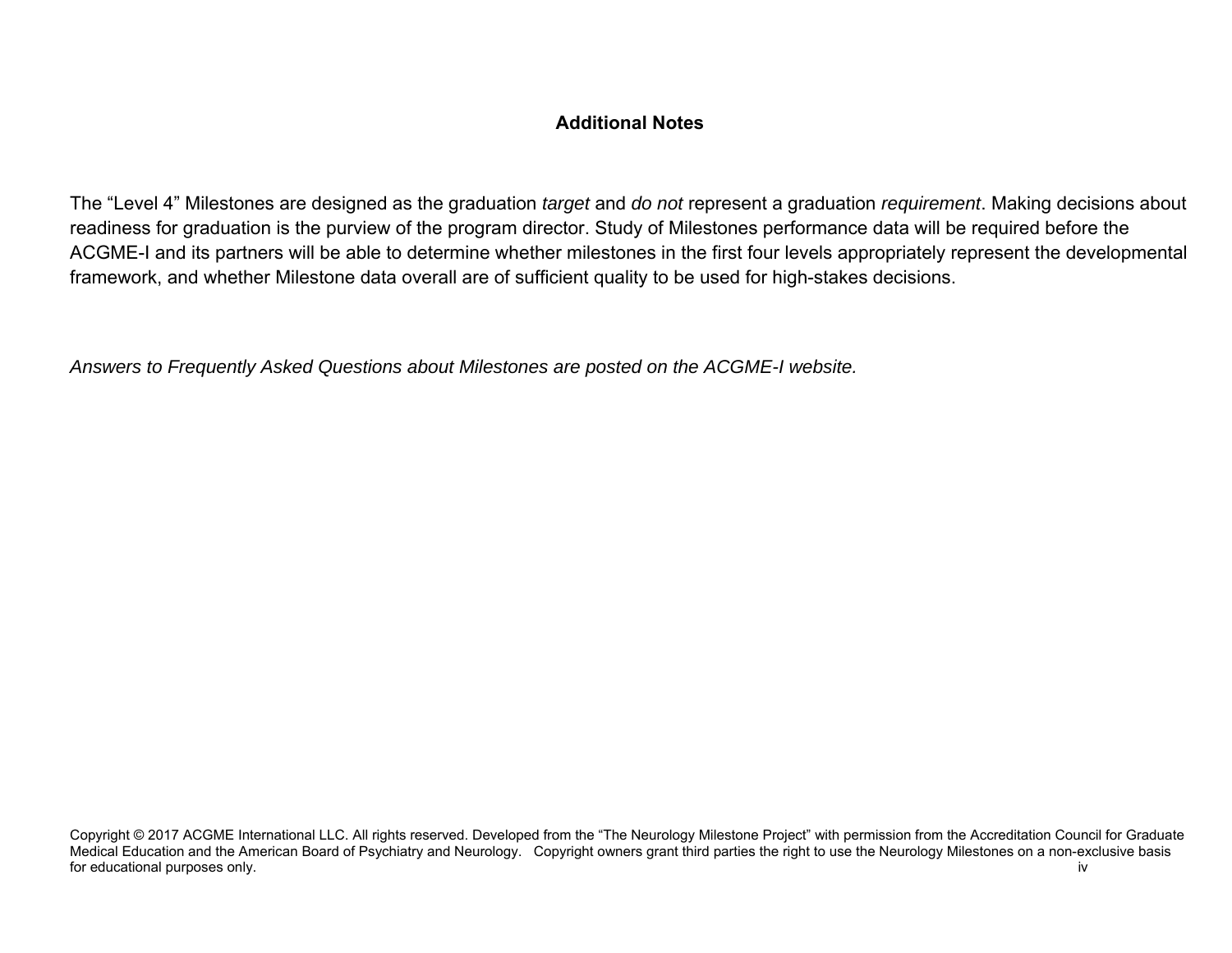## Additional Notes

The "Level 4" Milestones are designed as the graduation *target* and *do not* represent a graduation *requirement*. Making decisions about readiness for graduation is the purview of the program director. Study of Milestones performance data will be required before the ACGME-I and its partners will be able to determine whether milestones in the first four levels appropriately represent the developmental framework, and whether Milestone data overall are of sufficient quality to be used for high-stakes decisions.

*Answers to Frequently Asked Questions about Milestones are posted on the ACGME-I website.*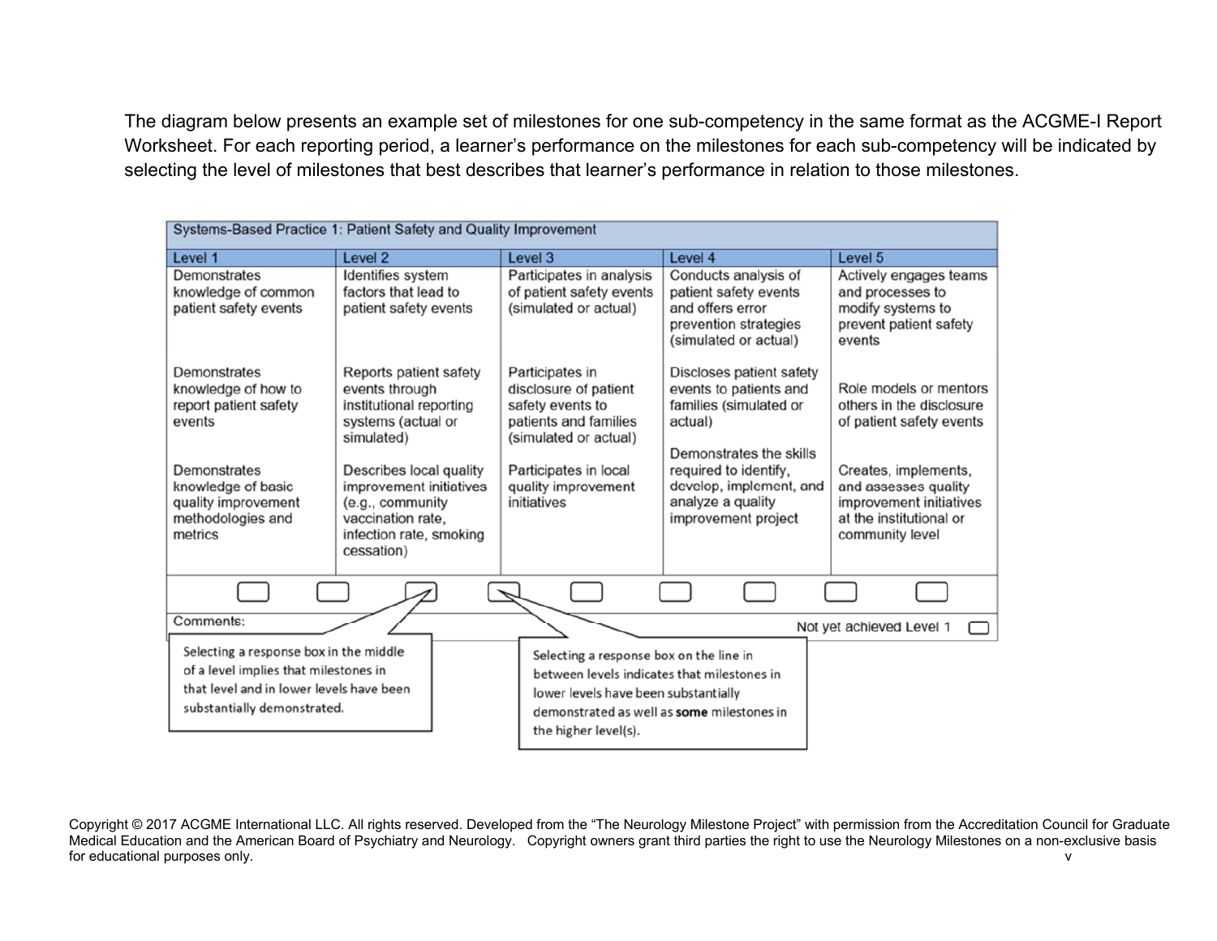The diagram below presents an example set of milestones for one sub-competency in the same format as the ACGME-I Report Worksheet. For each reporting period, a learner's performance on the milestones for each sub-competency will be indicated by selecting the level of milestones that best describes that learner's performance in relation to those milestones.

| Systems-Based Practice 1: Patient Safety and Quality Improvement | | | | |
|---|---|---|---|---|
| **Level 1** | **Level 2** | **Level 3** | **Level 4** | **Level 5** |
| Demonstrates knowledge of common patient safety events | Identifies system factors that lead to patient safety events | Participates in analysis of patient safety events (simulated or actual) | Conducts analysis of patient safety events and offers error prevention strategies (simulated or actual) | Actively engages teams and processes to modify systems to prevent patient safety events |
| Demonstrates knowledge of how to report patient safety events | Reports patient safety events through institutional reporting systems (actual or simulated) | Participates in disclosure of patient safety events to patients and families (simulated or actual) | Discloses patient safety events to patients and families (simulated or actual) | Role models or mentors others in the disclosure of patient safety events |
| Demonstrates knowledge of basic quality improvement methodologies and metrics | Describes local quality improvement initiatives (e.g., community vaccination rate, infection rate, smoking cessation) | Participates in local quality improvement initiatives | Demonstrates the skills required to identify, develop, implement, and analyze a quality improvement project | Creates, implements, and assesses quality improvement initiatives at the institutional or community level |

Comments: Not yet achieved Level 1

Selecting a response box in the middle of a level implies that milestones in that level and in lower levels have been substantially demonstrated.

Selecting a response box on the line in between levels indicates that milestones in lower levels have been substantially demonstrated as well as **some** milestones in the higher level(s).

Copyright © 2017 ACGME International LLC. All rights reserved. Developed from the "The Neurology Milestone Project" with permission from the Accreditation Council for Graduate Medical Education and the American Board of Psychiatry and Neurology. Copyright owners grant third parties the right to use the Neurology Milestones on a non-exclusive basis for educational purposes only.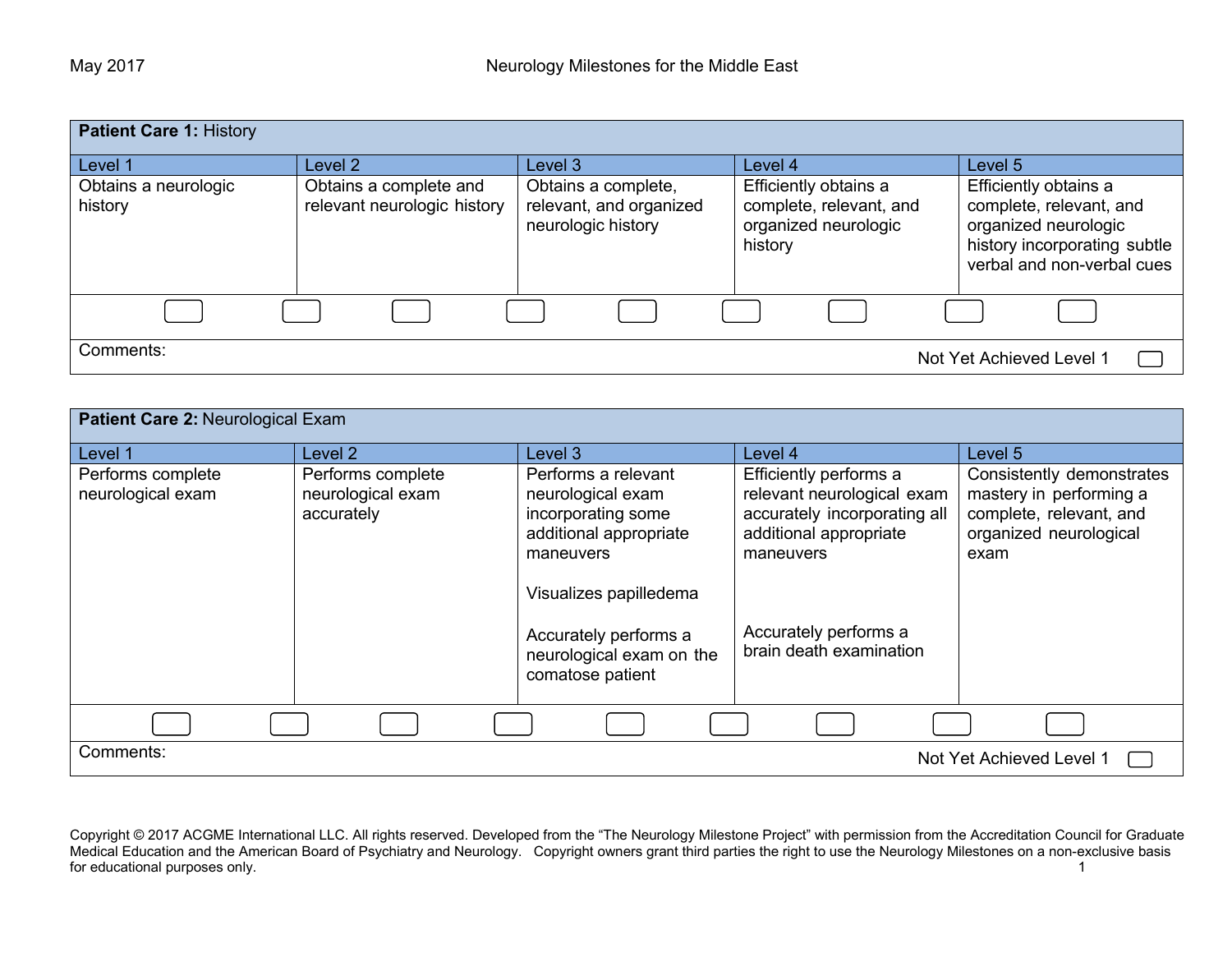| **Patient Care 1:** History | | | | |
|---|---|---|---|---|
| Level 1 | Level 2 | Level 3 | Level 4 | Level 5 |
| Obtains a neurologic history | Obtains a complete and relevant neurologic history | Obtains a complete, relevant, and organized neurologic history | Efficiently obtains a complete, relevant, and organized neurologic history | Efficiently obtains a complete, relevant, and organized neurologic history incorporating subtle verbal and non-verbal cues |

Comments:

Not Yet Achieved Level 1

| **Patient Care 2:** Neurological Exam | | | | |
|---|---|---|---|---|
| Level 1 | Level 2 | Level 3 | Level 4 | Level 5 |
| Performs complete neurological exam | Performs complete neurological exam accurately | Performs a relevant neurological exam incorporating some additional appropriate maneuvers<br><br>Visualizes papilledema<br><br>Accurately performs a neurological exam on the comatose patient | Efficiently performs a relevant neurological exam accurately incorporating all additional appropriate maneuvers<br><br>Accurately performs a brain death examination | Consistently demonstrates mastery in performing a complete, relevant, and organized neurological exam |

Comments:

Not Yet Achieved Level 1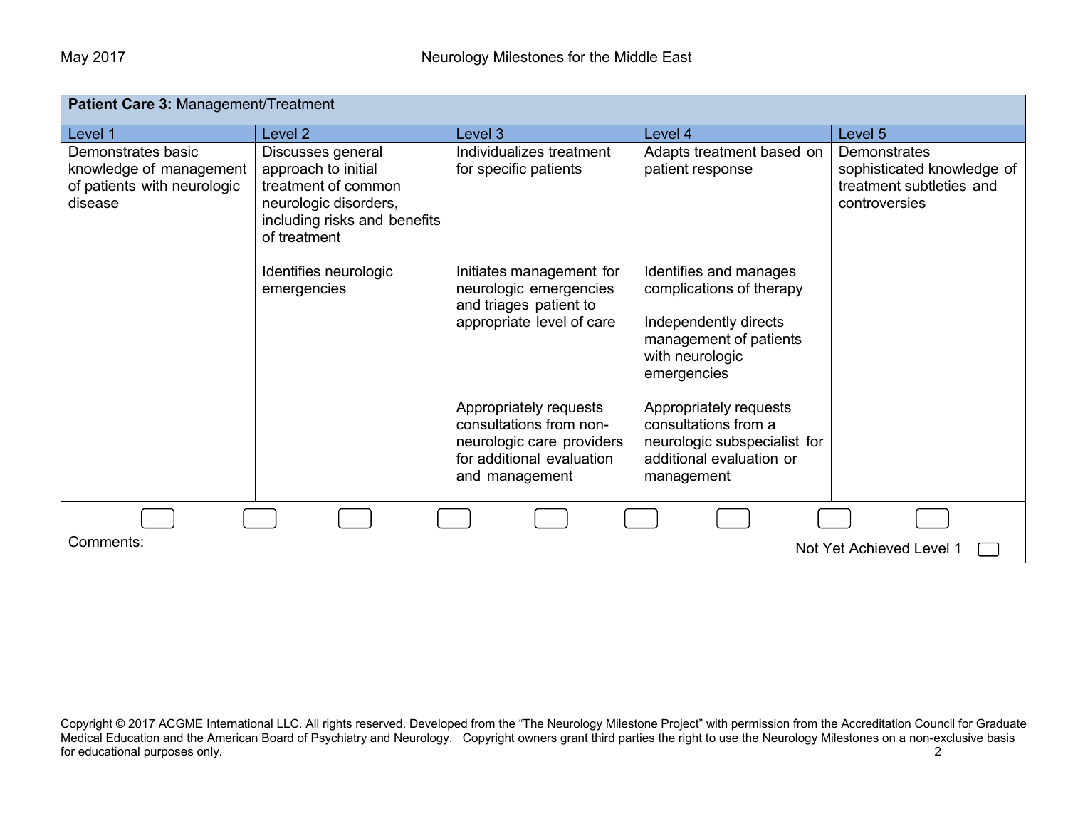| **Patient Care 3:** Management/Treatment | | | | |
|---|---|---|---|---|
| Level 1 | Level 2 | Level 3 | Level 4 | Level 5 |
| Demonstrates basic knowledge of management of patients with neurologic disease | Discusses general approach to initial treatment of common neurologic disorders, including risks and benefits of treatment | Individualizes treatment for specific patients | Adapts treatment based on patient response | Demonstrates sophisticated knowledge of treatment subtleties and controversies |
| | Identifies neurologic emergencies | Initiates management for neurologic emergencies and triages patient to appropriate level of care | Identifies and manages complications of therapy<br><br>Independently directs management of patients with neurologic emergencies | |
| | | Appropriately requests consultations from non-neurologic care providers for additional evaluation and management | Appropriately requests consultations from a neurologic subspecialist for additional evaluation or management | |

Comments:

Not Yet Achieved Level 1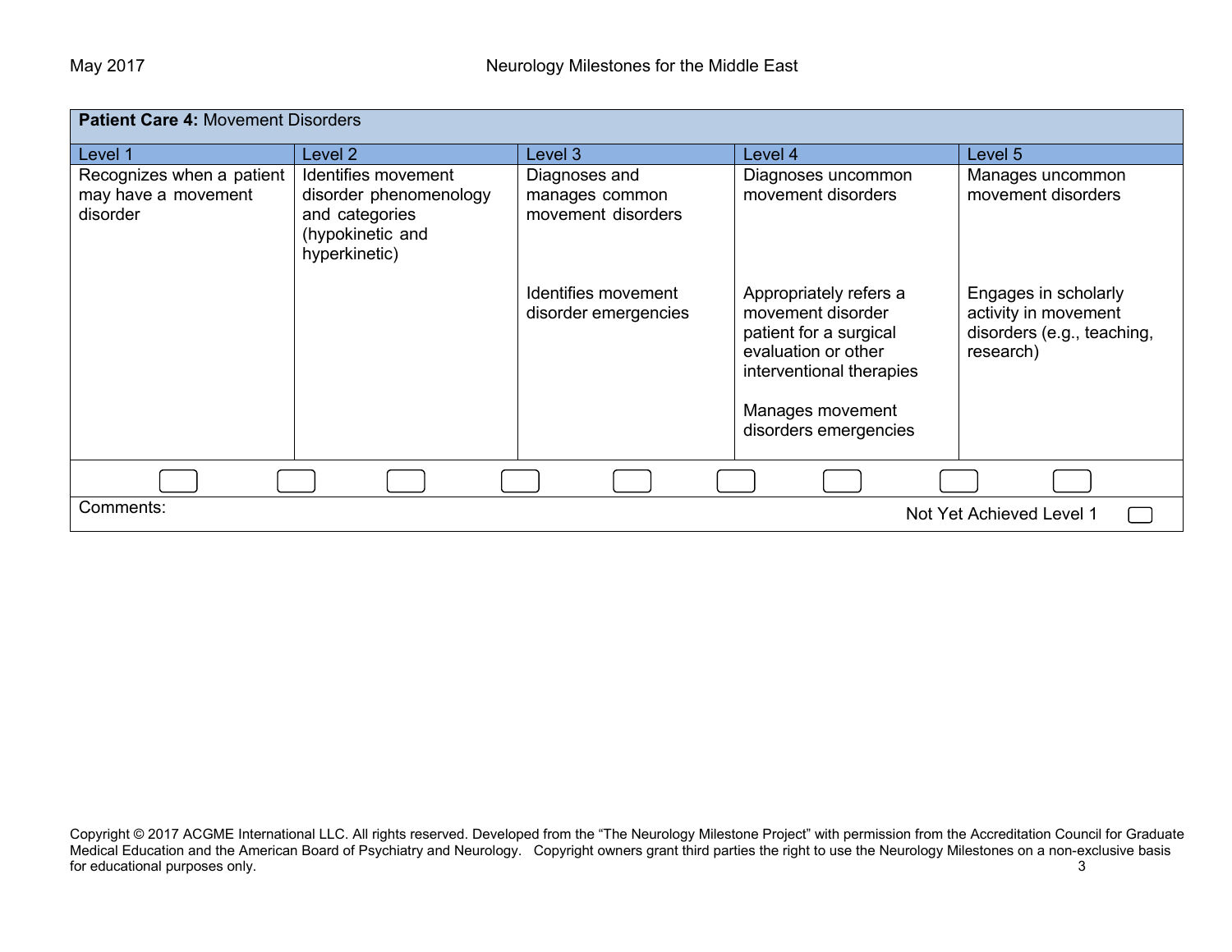| **Patient Care 4:** Movement Disorders | | | | |
|---|---|---|---|---|
| Level 1 | Level 2 | Level 3 | Level 4 | Level 5 |
| Recognizes when a patient may have a movement disorder | Identifies movement disorder phenomenology and categories (hypokinetic and hyperkinetic) | Diagnoses and manages common movement disorders | Diagnoses uncommon movement disorders | Manages uncommon movement disorders |
| | | Identifies movement disorder emergencies | Appropriately refers a movement disorder patient for a surgical evaluation or other interventional therapies<br><br>Manages movement disorders emergencies | Engages in scholarly activity in movement disorders (e.g., teaching, research) |

Comments:

Not Yet Achieved Level 1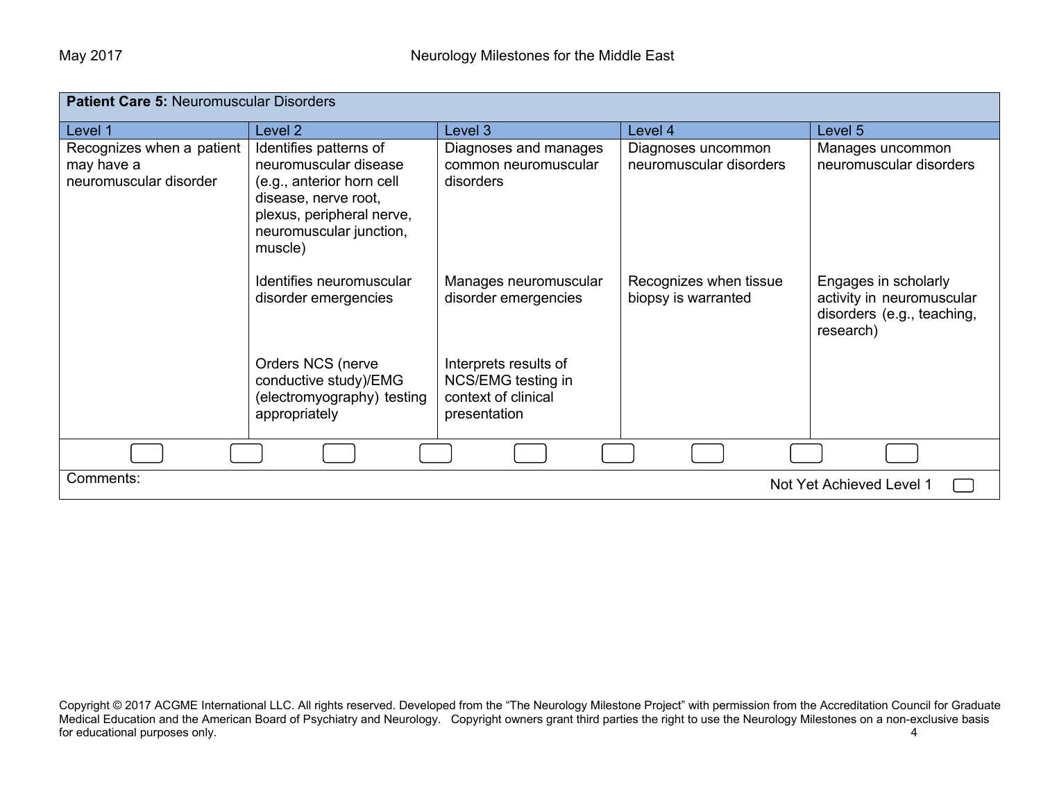| **Patient Care 5:** Neuromuscular Disorders | | | | |
|---|---|---|---|---|
| Level 1 | Level 2 | Level 3 | Level 4 | Level 5 |
| Recognizes when a patient may have a neuromuscular disorder | Identifies patterns of neuromuscular disease (e.g., anterior horn cell disease, nerve root, plexus, peripheral nerve, neuromuscular junction, muscle) | Diagnoses and manages common neuromuscular disorders | Diagnoses uncommon neuromuscular disorders | Manages uncommon neuromuscular disorders |
| | Identifies neuromuscular disorder emergencies | Manages neuromuscular disorder emergencies | Recognizes when tissue biopsy is warranted | Engages in scholarly activity in neuromuscular disorders (e.g., teaching, research) |
| | Orders NCS (nerve conductive study)/EMG (electromyography) testing appropriately | Interprets results of NCS/EMG testing in context of clinical presentation | | |

Comments:

Not Yet Achieved Level 1

Copyright © 2017 ACGME International LLC. All rights reserved. Developed from the "The Neurology Milestone Project" with permission from the Accreditation Council for Graduate Medical Education and the American Board of Psychiatry and Neurology. Copyright owners grant third parties the right to use the Neurology Milestones on a non-exclusive basis for educational purposes only.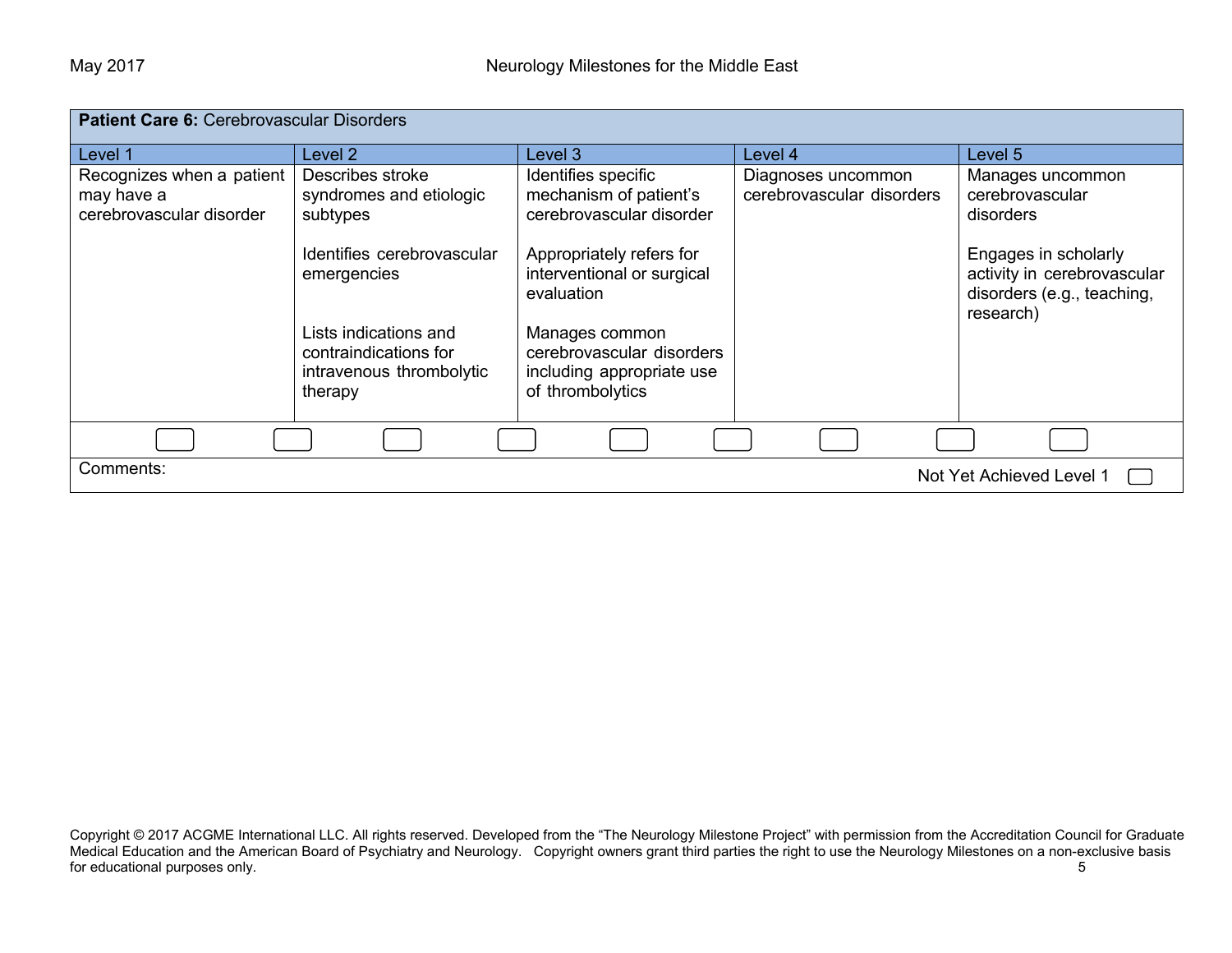**Patient Care 6:** Cerebrovascular Disorders

| Level 1 | Level 2 | Level 3 | Level 4 | Level 5 |
|---|---|---|---|---|
| Recognizes when a patient may have a cerebrovascular disorder | Describes stroke syndromes and etiologic subtypes<br><br>Identifies cerebrovascular emergencies<br><br>Lists indications and contraindications for intravenous thrombolytic therapy | Identifies specific mechanism of patient's cerebrovascular disorder<br><br>Appropriately refers for interventional or surgical evaluation<br><br>Manages common cerebrovascular disorders including appropriate use of thrombolytics | Diagnoses uncommon cerebrovascular disorders | Manages uncommon cerebrovascular disorders<br><br>Engages in scholarly activity in cerebrovascular disorders (e.g., teaching, research) |

Comments:

Not Yet Achieved Level 1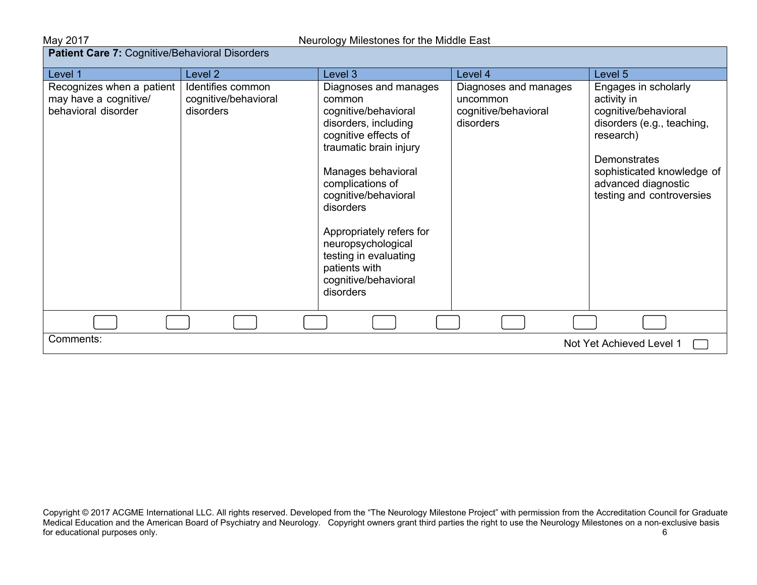**Patient Care 7:** Cognitive/Behavioral Disorders

| Level 1 | Level 2 | Level 3 | Level 4 | Level 5 |
|---|---|---|---|---|
| Recognizes when a patient may have a cognitive/ behavioral disorder | Identifies common cognitive/behavioral disorders | Diagnoses and manages common cognitive/behavioral disorders, including cognitive effects of traumatic brain injury<br><br>Manages behavioral complications of cognitive/behavioral disorders<br><br>Appropriately refers for neuropsychological testing in evaluating patients with cognitive/behavioral disorders | Diagnoses and manages uncommon cognitive/behavioral disorders | Engages in scholarly activity in cognitive/behavioral disorders (e.g., teaching, research)<br><br>Demonstrates sophisticated knowledge of advanced diagnostic testing and controversies |

Comments:

Not Yet Achieved Level 1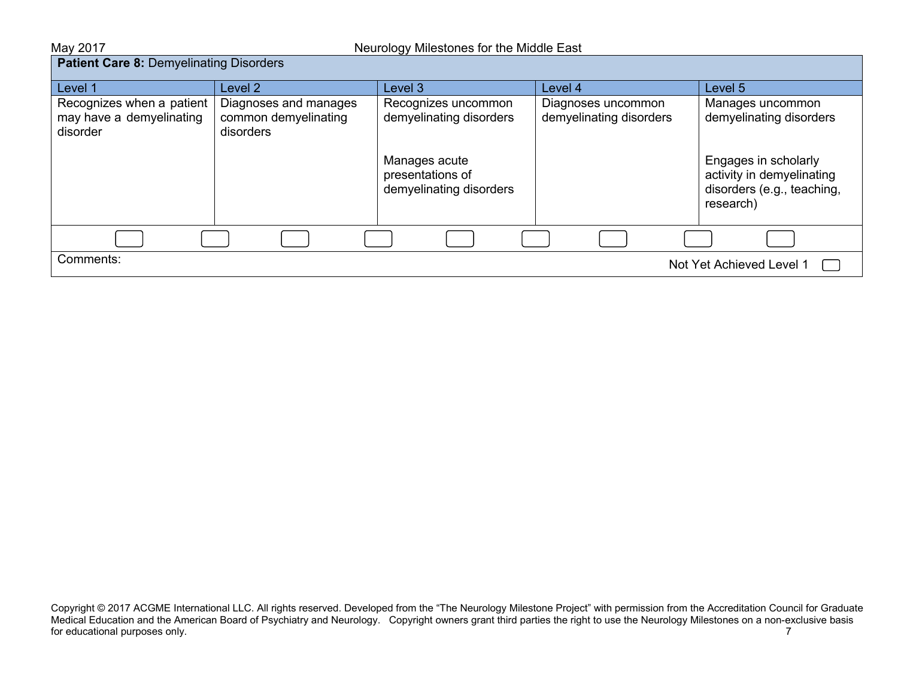## Patient Care 8: Demyelinating Disorders

| Level 1 | Level 2 | Level 3 | Level 4 | Level 5 |
|---|---|---|---|---|
| Recognizes when a patient may have a demyelinating disorder | Diagnoses and manages common demyelinating disorders | Recognizes uncommon demyelinating disorders<br><br>Manages acute presentations of demyelinating disorders | Diagnoses uncommon demyelinating disorders | Manages uncommon demyelinating disorders<br><br>Engages in scholarly activity in demyelinating disorders (e.g., teaching, research) |

Comments:

Not Yet Achieved Level 1

Copyright © 2017 ACGME International LLC. All rights reserved. Developed from the "The Neurology Milestone Project" with permission from the Accreditation Council for Graduate Medical Education and the American Board of Psychiatry and Neurology. Copyright owners grant third parties the right to use the Neurology Milestones on a non-exclusive basis for educational purposes only.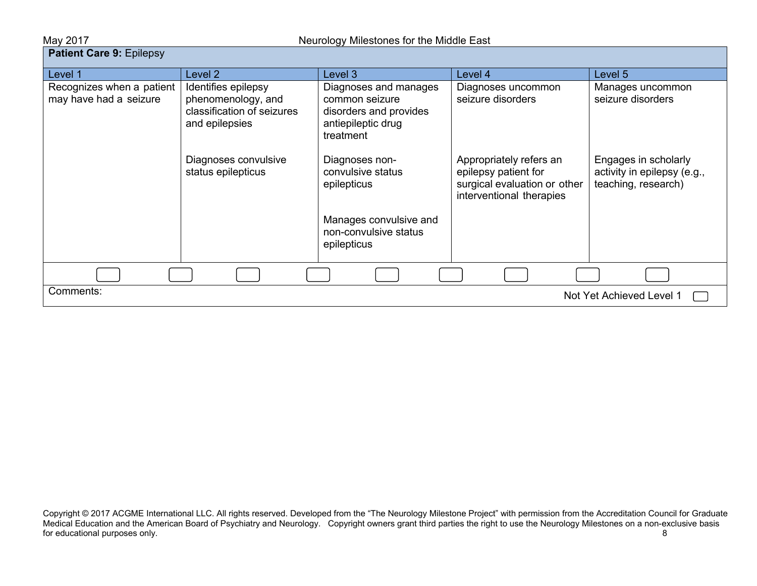**Patient Care 9:** Epilepsy

| Level 1 | Level 2 | Level 3 | Level 4 | Level 5 |
|---|---|---|---|---|
| Recognizes when a patient may have had a seizure | Identifies epilepsy phenomenology, and classification of seizures and epilepsies | Diagnoses and manages common seizure disorders and provides antiepileptic drug treatment | Diagnoses uncommon seizure disorders | Manages uncommon seizure disorders |
| | Diagnoses convulsive status epilepticus | Diagnoses non-convulsive status epilepticus | Appropriately refers an epilepsy patient for surgical evaluation or other interventional therapies | Engages in scholarly activity in epilepsy (e.g., teaching, research) |
| | | Manages convulsive and non-convulsive status epilepticus | | |

Comments:

Not Yet Achieved Level 1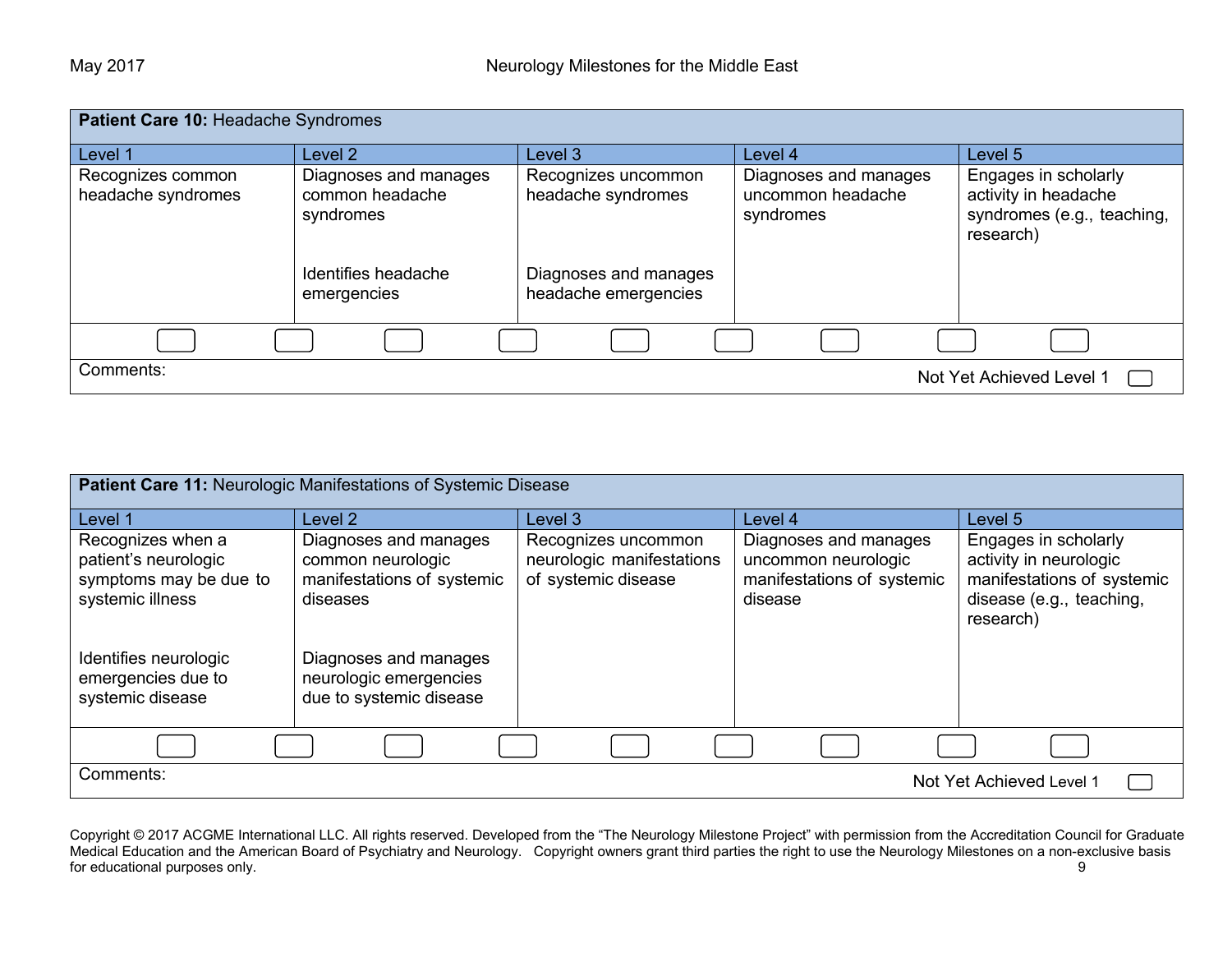**Patient Care 10:** Headache Syndromes

| Level 1 | Level 2 | Level 3 | Level 4 | Level 5 |
|---|---|---|---|---|
| Recognizes common headache syndromes | Diagnoses and manages common headache syndromes<br><br>Identifies headache emergencies | Recognizes uncommon headache syndromes<br><br>Diagnoses and manages headache emergencies | Diagnoses and manages uncommon headache syndromes | Engages in scholarly activity in headache syndromes (e.g., teaching, research) |

Comments:

Not Yet Achieved Level 1

**Patient Care 11:** Neurologic Manifestations of Systemic Disease

| Level 1 | Level 2 | Level 3 | Level 4 | Level 5 |
|---|---|---|---|---|
| Recognizes when a patient's neurologic symptoms may be due to systemic illness<br><br>Identifies neurologic emergencies due to systemic disease | Diagnoses and manages common neurologic manifestations of systemic diseases<br><br>Diagnoses and manages neurologic emergencies due to systemic disease | Recognizes uncommon neurologic manifestations of systemic disease | Diagnoses and manages uncommon neurologic manifestations of systemic disease | Engages in scholarly activity in neurologic manifestations of systemic disease (e.g., teaching, research) |

Comments:

Not Yet Achieved Level 1

Copyright © 2017 ACGME International LLC. All rights reserved. Developed from the "The Neurology Milestone Project" with permission from the Accreditation Council for Graduate Medical Education and the American Board of Psychiatry and Neurology. Copyright owners grant third parties the right to use the Neurology Milestones on a non-exclusive basis for educational purposes only.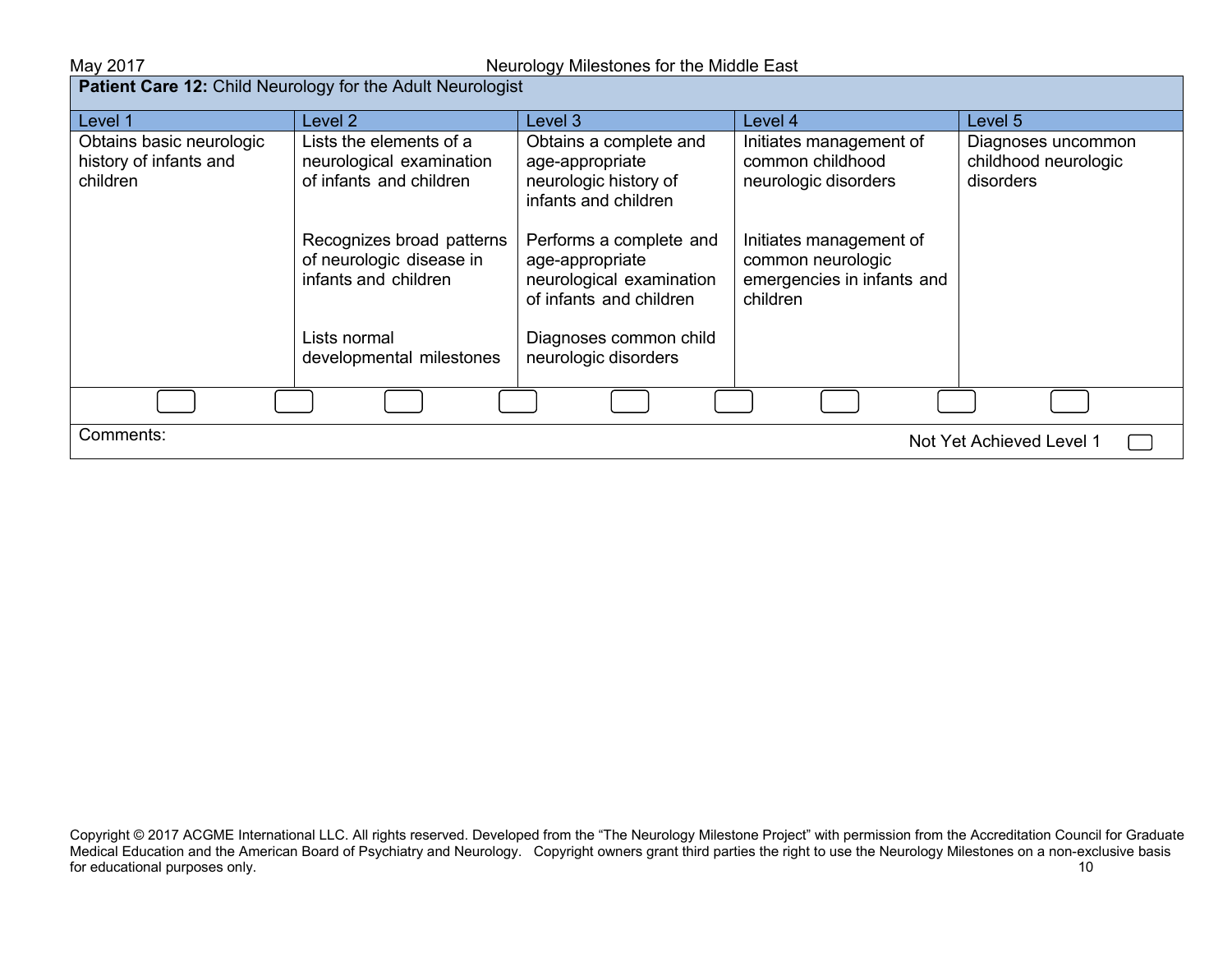**Patient Care 12:** Child Neurology for the Adult Neurologist

| Level 1 | Level 2 | Level 3 | Level 4 | Level 5 |
|---|---|---|---|---|
| Obtains basic neurologic history of infants and children | Lists the elements of a neurological examination of infants and children<br><br>Recognizes broad patterns of neurologic disease in infants and children<br><br>Lists normal developmental milestones | Obtains a complete and age-appropriate neurologic history of infants and children<br><br>Performs a complete and age-appropriate neurological examination of infants and children<br><br>Diagnoses common child neurologic disorders | Initiates management of common childhood neurologic disorders<br><br>Initiates management of common neurologic emergencies in infants and children | Diagnoses uncommon childhood neurologic disorders |

Comments:

Not Yet Achieved Level 1

Copyright © 2017 ACGME International LLC. All rights reserved. Developed from the "The Neurology Milestone Project" with permission from the Accreditation Council for Graduate Medical Education and the American Board of Psychiatry and Neurology. Copyright owners grant third parties the right to use the Neurology Milestones on a non-exclusive basis for educational purposes only.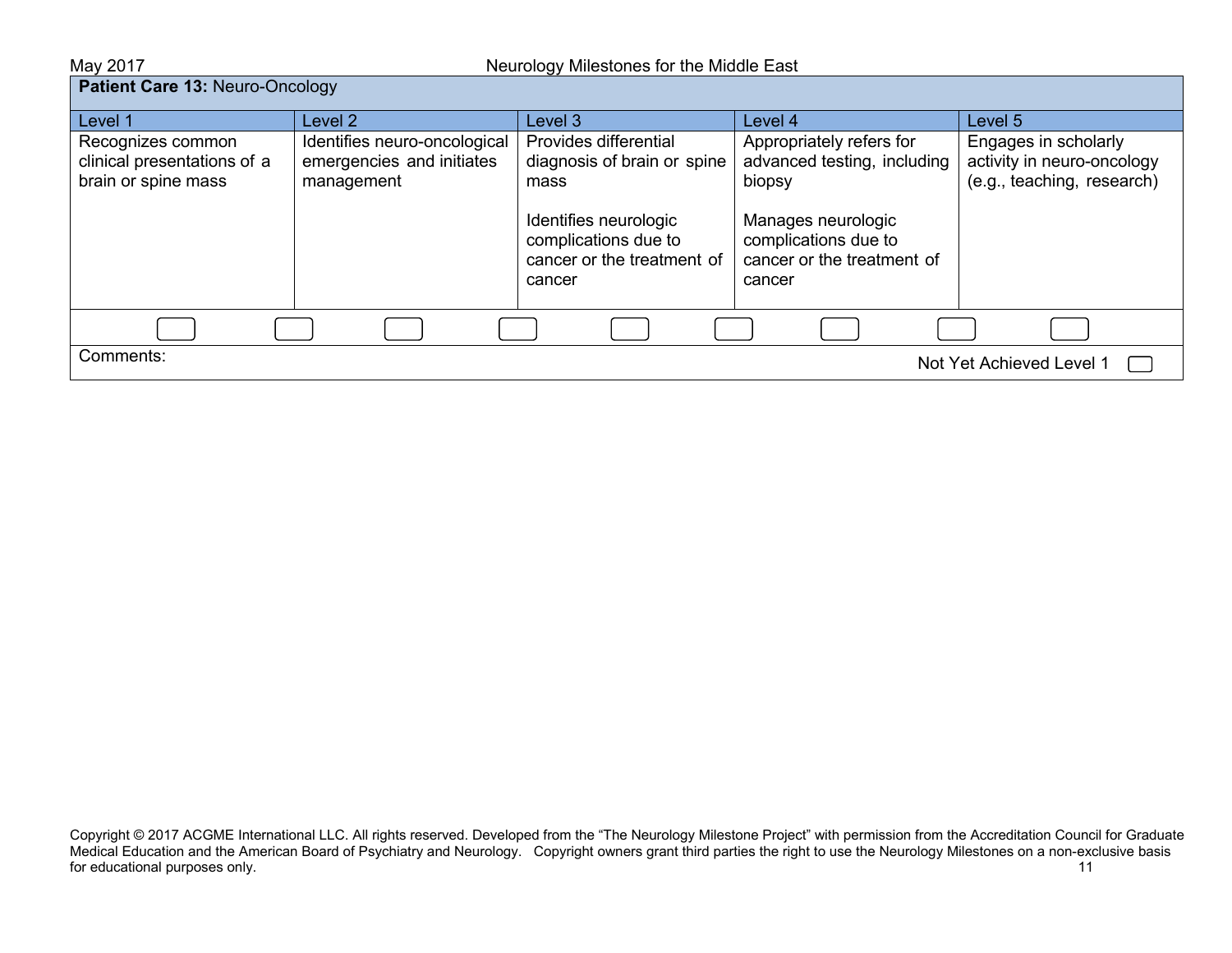**Patient Care 13:** Neuro-Oncology

| Level 1 | Level 2 | Level 3 | Level 4 | Level 5 |
| --- | --- | --- | --- | --- |
| Recognizes common clinical presentations of a brain or spine mass | Identifies neuro-oncological emergencies and initiates management | Provides differential diagnosis of brain or spine mass<br><br>Identifies neurologic complications due to cancer or the treatment of cancer | Appropriately refers for advanced testing, including biopsy<br><br>Manages neurologic complications due to cancer or the treatment of cancer | Engages in scholarly activity in neuro-oncology (e.g., teaching, research) |

Comments:

Not Yet Achieved Level 1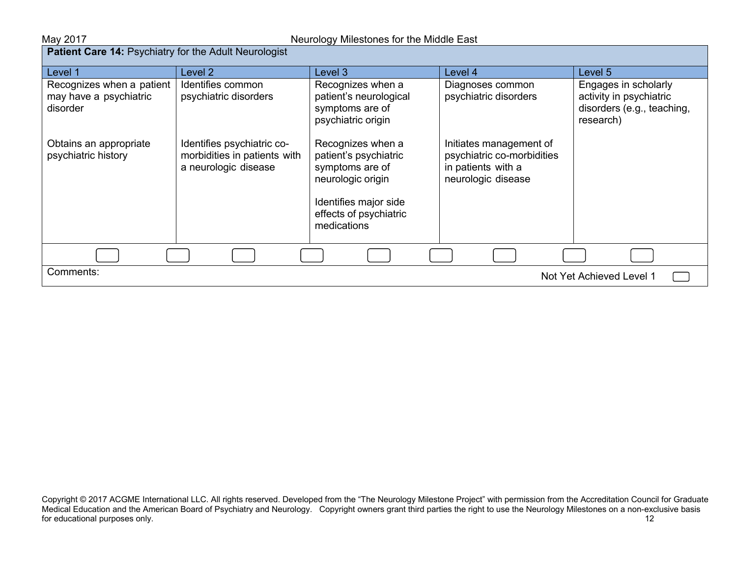| **Patient Care 14:** Psychiatry for the Adult Neurologist | | | | |
|---|---|---|---|---|
| Level 1 | Level 2 | Level 3 | Level 4 | Level 5 |
| Recognizes when a patient may have a psychiatric disorder<br><br>Obtains an appropriate psychiatric history | Identifies common psychiatric disorders<br><br>Identifies psychiatric co-morbidities in patients with a neurologic disease | Recognizes when a patient's neurological symptoms are of psychiatric origin<br><br>Recognizes when a patient's psychiatric symptoms are of neurologic origin<br><br>Identifies major side effects of psychiatric medications | Diagnoses common psychiatric disorders<br><br>Initiates management of psychiatric co-morbidities in patients with a neurologic disease | Engages in scholarly activity in psychiatric disorders (e.g., teaching, research) |

Comments:

Not Yet Achieved Level 1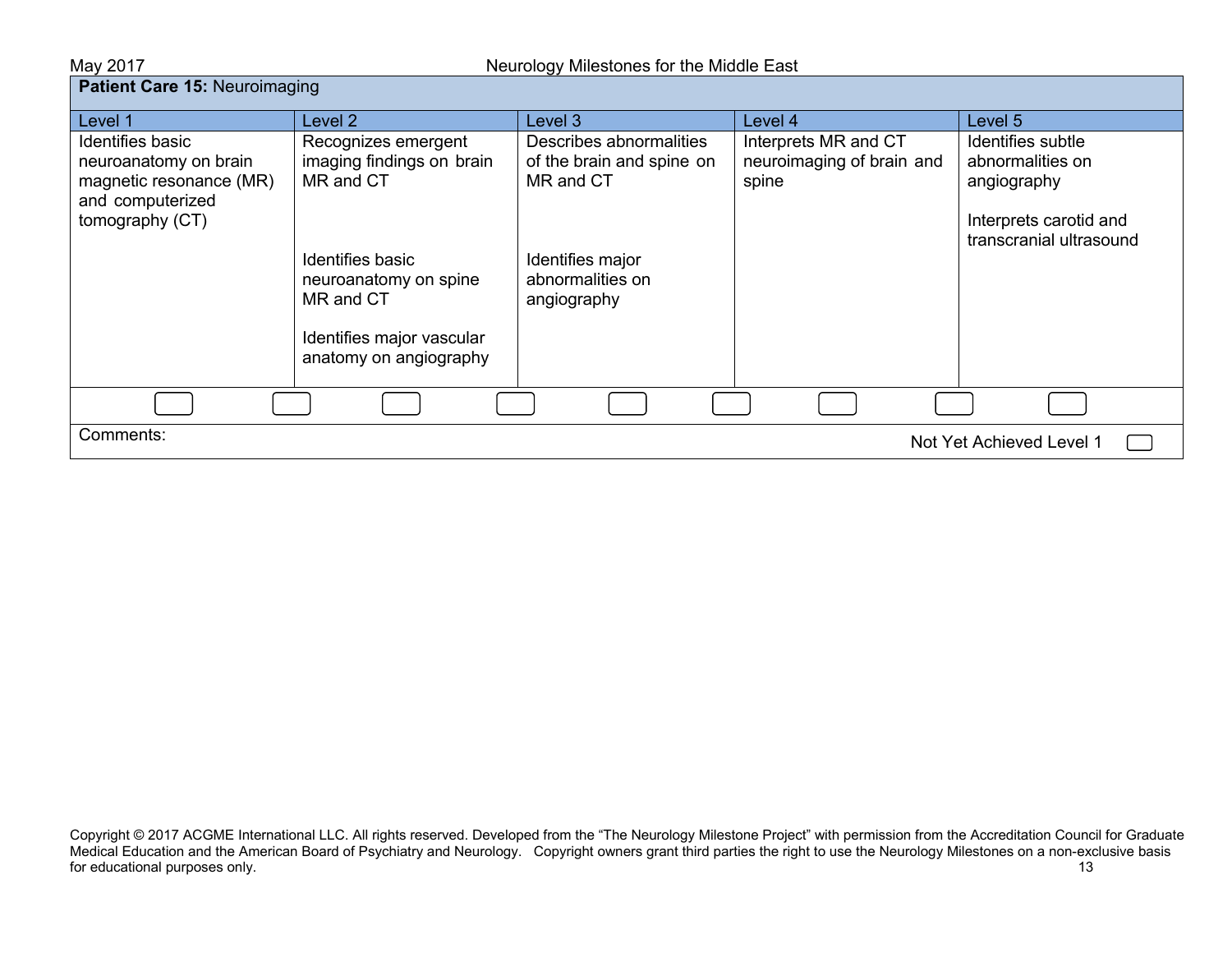**Patient Care 15:** Neuroimaging

| Level 1 | Level 2 | Level 3 | Level 4 | Level 5 |
|---|---|---|---|---|
| Identifies basic neuroanatomy on brain magnetic resonance (MR) and computerized tomography (CT) | Recognizes emergent imaging findings on brain MR and CT<br><br>Identifies basic neuroanatomy on spine MR and CT<br><br>Identifies major vascular anatomy on angiography | Describes abnormalities of the brain and spine on MR and CT<br><br>Identifies major abnormalities on angiography | Interprets MR and CT neuroimaging of brain and spine | Identifies subtle abnormalities on angiography<br><br>Interprets carotid and transcranial ultrasound |

Comments:

Not Yet Achieved Level 1

Copyright © 2017 ACGME International LLC. All rights reserved. Developed from the "The Neurology Milestone Project" with permission from the Accreditation Council for Graduate Medical Education and the American Board of Psychiatry and Neurology. Copyright owners grant third parties the right to use the Neurology Milestones on a non-exclusive basis for educational purposes only.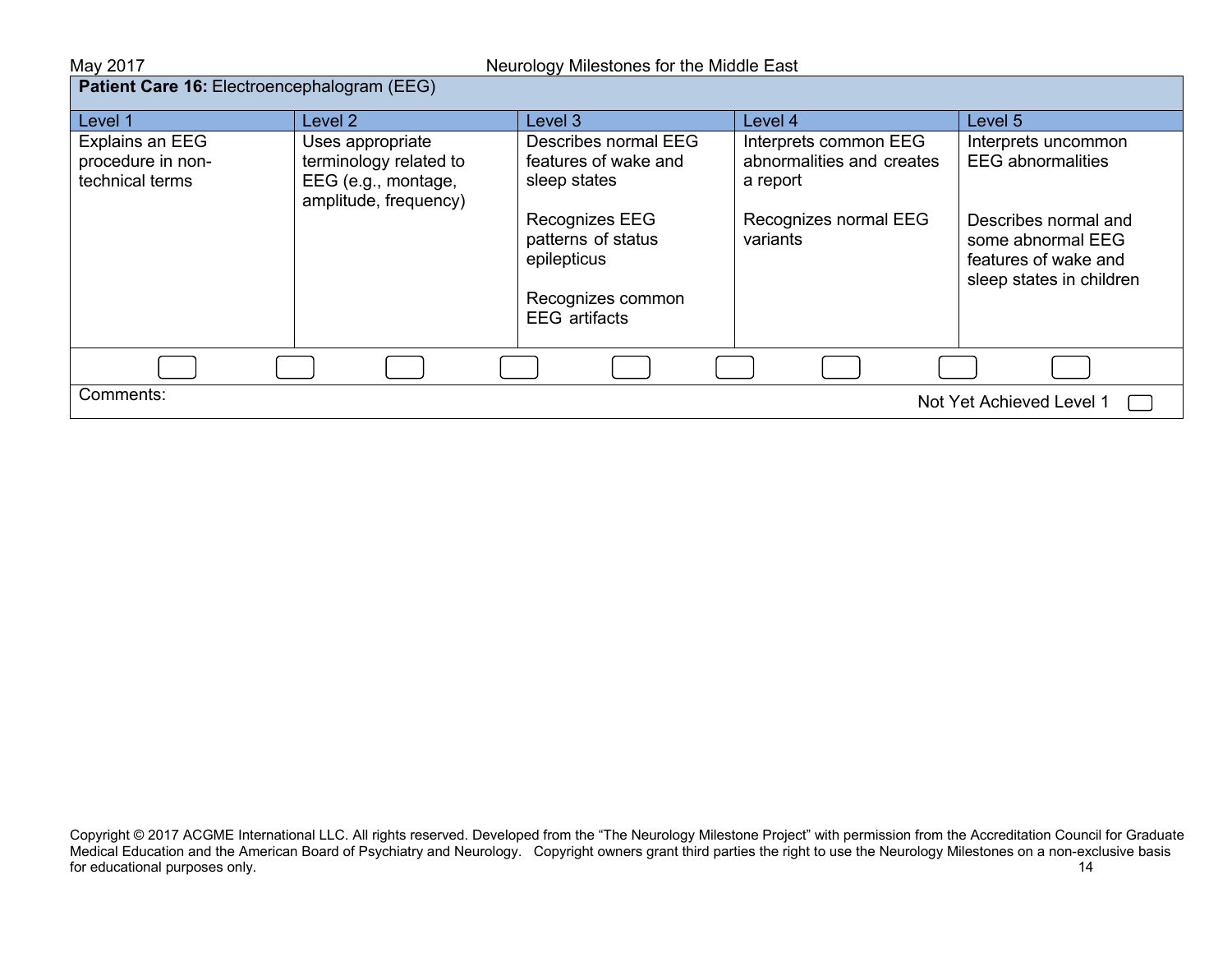| **Patient Care 16:** Electroencephalogram (EEG) | | | | |
|---|---|---|---|---|
| **Level 1** | **Level 2** | **Level 3** | **Level 4** | **Level 5** |
| Explains an EEG procedure in non-technical terms | Uses appropriate terminology related to EEG (e.g., montage, amplitude, frequency) | Describes normal EEG features of wake and sleep states<br><br>Recognizes EEG patterns of status epilepticus<br><br>Recognizes common EEG artifacts | Interprets common EEG abnormalities and creates a report<br><br>Recognizes normal EEG variants | Interprets uncommon EEG abnormalities<br><br>Describes normal and some abnormal EEG features of wake and sleep states in children |

Comments:

Not Yet Achieved Level 1 ☐

Copyright © 2017 ACGME International LLC. All rights reserved. Developed from the "The Neurology Milestone Project" with permission from the Accreditation Council for Graduate Medical Education and the American Board of Psychiatry and Neurology. Copyright owners grant third parties the right to use the Neurology Milestones on a non-exclusive basis for educational purposes only.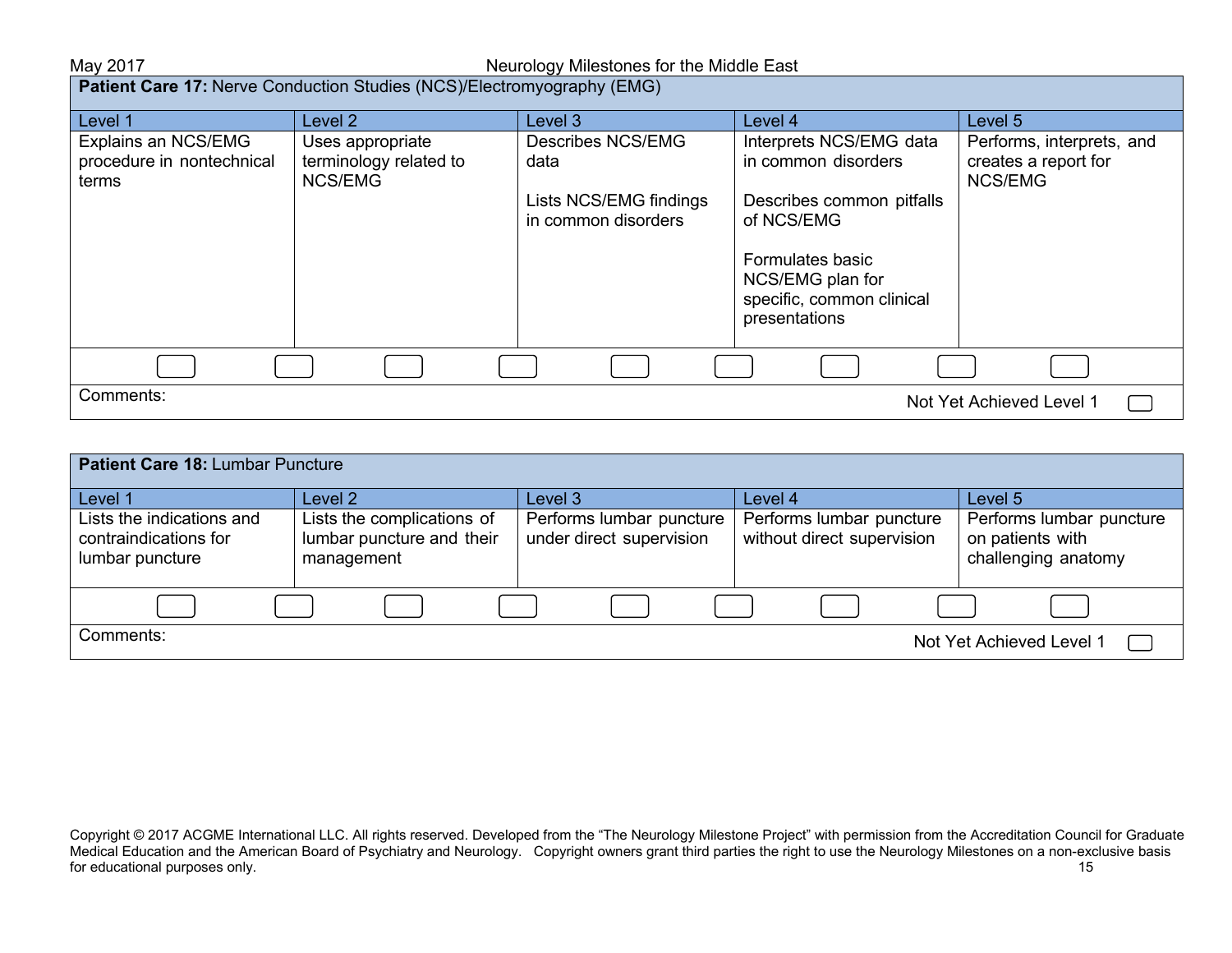**Patient Care 17:** Nerve Conduction Studies (NCS)/Electromyography (EMG)

| Level 1 | Level 2 | Level 3 | Level 4 | Level 5 |
|---|---|---|---|---|
| Explains an NCS/EMG procedure in nontechnical terms | Uses appropriate terminology related to NCS/EMG | Describes NCS/EMG data<br><br>Lists NCS/EMG findings in common disorders | Interprets NCS/EMG data in common disorders<br><br>Describes common pitfalls of NCS/EMG<br><br>Formulates basic NCS/EMG plan for specific, common clinical presentations | Performs, interprets, and creates a report for NCS/EMG |

Comments:

Not Yet Achieved Level 1

**Patient Care 18:** Lumbar Puncture

| Level 1 | Level 2 | Level 3 | Level 4 | Level 5 |
|---|---|---|---|---|
| Lists the indications and contraindications for lumbar puncture | Lists the complications of lumbar puncture and their management | Performs lumbar puncture under direct supervision | Performs lumbar puncture without direct supervision | Performs lumbar puncture on patients with challenging anatomy |

Comments:

Not Yet Achieved Level 1

Copyright © 2017 ACGME International LLC. All rights reserved. Developed from the "The Neurology Milestone Project" with permission from the Accreditation Council for Graduate Medical Education and the American Board of Psychiatry and Neurology. Copyright owners grant third parties the right to use the Neurology Milestones on a non-exclusive basis for educational purposes only.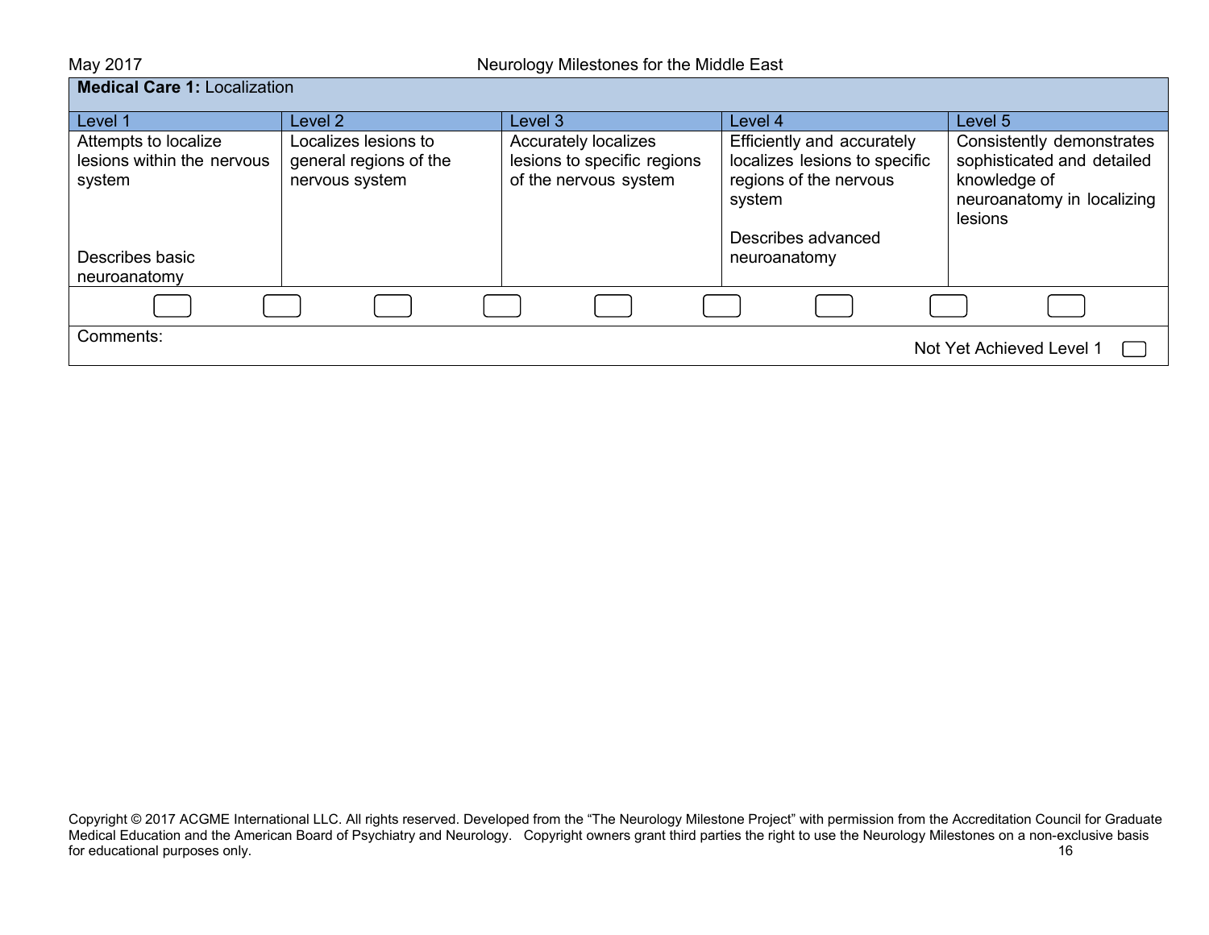| **Medical Care 1:** Localization | | | | |
|---|---|---|---|---|
| Level 1 | Level 2 | Level 3 | Level 4 | Level 5 |
| Attempts to localize lesions within the nervous system<br><br>Describes basic neuroanatomy | Localizes lesions to general regions of the nervous system | Accurately localizes lesions to specific regions of the nervous system | Efficiently and accurately localizes lesions to specific regions of the nervous system<br><br>Describes advanced neuroanatomy | Consistently demonstrates sophisticated and detailed knowledge of neuroanatomy in localizing lesions |

Comments:

Not Yet Achieved Level 1

Copyright © 2017 ACGME International LLC. All rights reserved. Developed from the "The Neurology Milestone Project" with permission from the Accreditation Council for Graduate Medical Education and the American Board of Psychiatry and Neurology. Copyright owners grant third parties the right to use the Neurology Milestones on a non-exclusive basis for educational purposes only.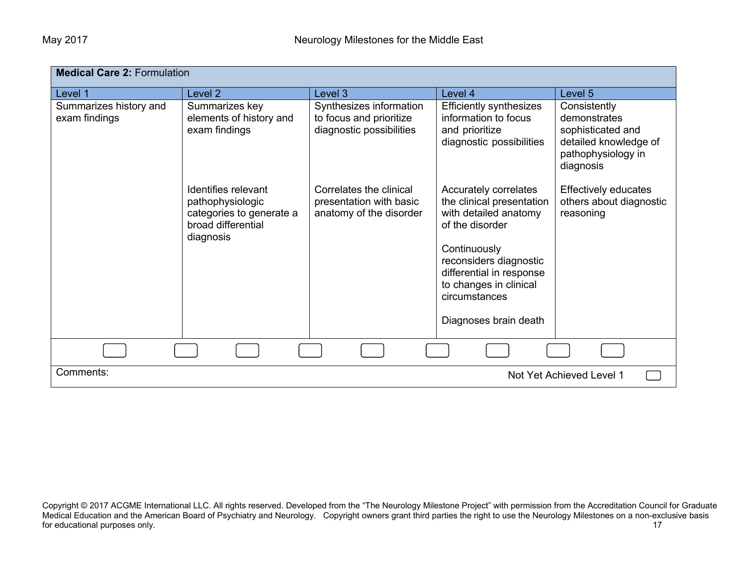| **Medical Care 2:** Formulation | | | | |
|---|---|---|---|---|
| Level 1 | Level 2 | Level 3 | Level 4 | Level 5 |
| Summarizes history and exam findings | Summarizes key elements of history and exam findings<br><br>Identifies relevant pathophysiologic categories to generate a broad differential diagnosis | Synthesizes information to focus and prioritize diagnostic possibilities<br><br>Correlates the clinical presentation with basic anatomy of the disorder | Efficiently synthesizes information to focus and prioritize diagnostic possibilities<br><br>Accurately correlates the clinical presentation with detailed anatomy of the disorder<br><br>Continuously reconsiders diagnostic differential in response to changes in clinical circumstances<br><br>Diagnoses brain death | Consistently demonstrates sophisticated and detailed knowledge of pathophysiology in diagnosis<br><br>Effectively educates others about diagnostic reasoning |

Comments:

Not Yet Achieved Level 1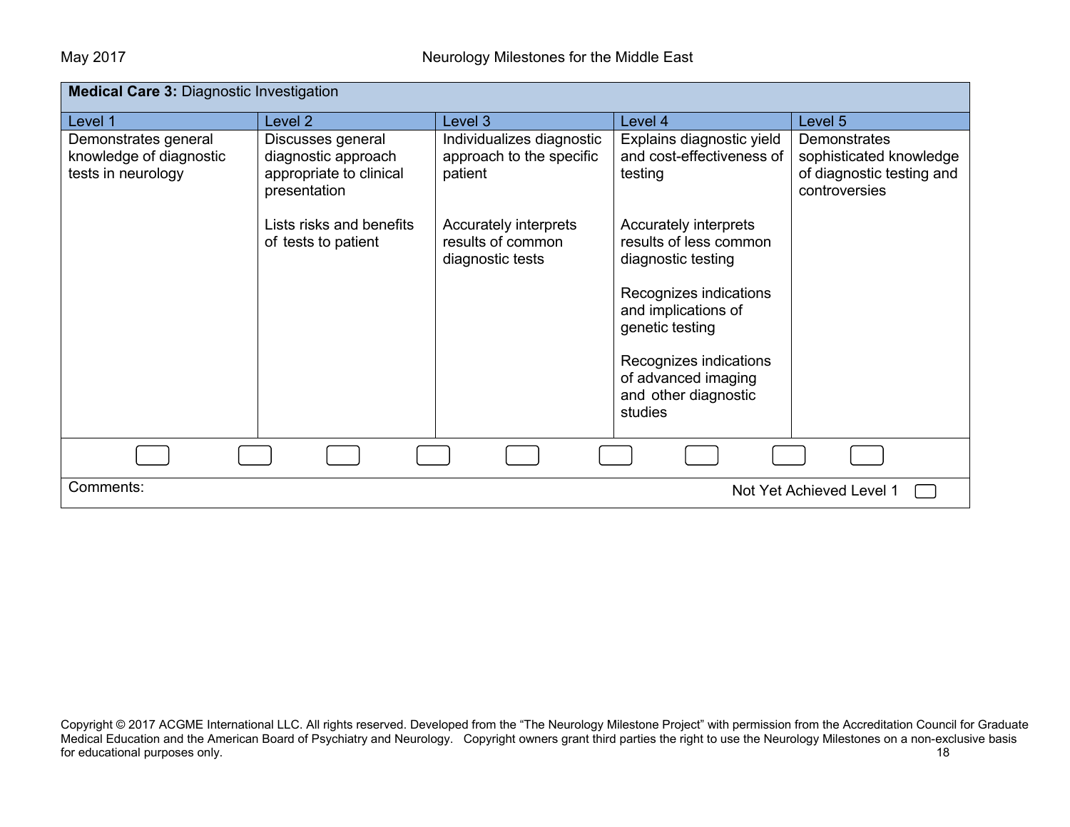| **Medical Care 3:** Diagnostic Investigation | | | | |
|---|---|---|---|---|
| Level 1 | Level 2 | Level 3 | Level 4 | Level 5 |
| Demonstrates general knowledge of diagnostic tests in neurology | Discusses general diagnostic approach appropriate to clinical presentation<br><br>Lists risks and benefits of tests to patient | Individualizes diagnostic approach to the specific patient<br><br>Accurately interprets results of common diagnostic tests | Explains diagnostic yield and cost-effectiveness of testing<br><br>Accurately interprets results of less common diagnostic testing<br><br>Recognizes indications and implications of genetic testing<br><br>Recognizes indications of advanced imaging and other diagnostic studies | Demonstrates sophisticated knowledge of diagnostic testing and controversies |

Comments:

Not Yet Achieved Level 1

Copyright © 2017 ACGME International LLC. All rights reserved. Developed from the "The Neurology Milestone Project" with permission from the Accreditation Council for Graduate Medical Education and the American Board of Psychiatry and Neurology. Copyright owners grant third parties the right to use the Neurology Milestones on a non-exclusive basis for educational purposes only.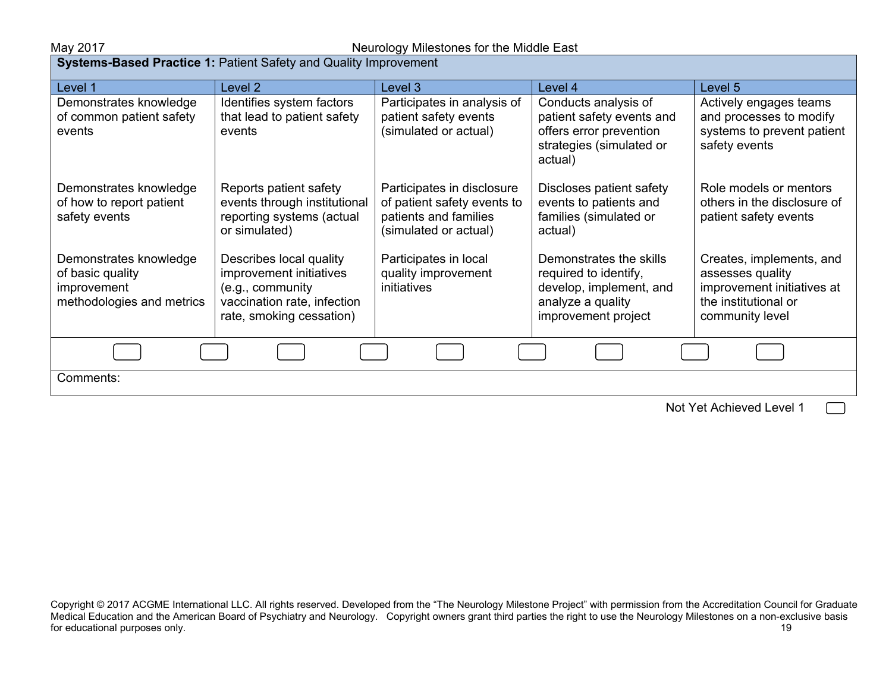## Systems-Based Practice 1: Patient Safety and Quality Improvement

| Level 1 | Level 2 | Level 3 | Level 4 | Level 5 |
|---|---|---|---|---|
| Demonstrates knowledge of common patient safety events | Identifies system factors that lead to patient safety events | Participates in analysis of patient safety events (simulated or actual) | Conducts analysis of patient safety events and offers error prevention strategies (simulated or actual) | Actively engages teams and processes to modify systems to prevent patient safety events |
| Demonstrates knowledge of how to report patient safety events | Reports patient safety events through institutional reporting systems (actual or simulated) | Participates in disclosure of patient safety events to patients and families (simulated or actual) | Discloses patient safety events to patients and families (simulated or actual) | Role models or mentors others in the disclosure of patient safety events |
| Demonstrates knowledge of basic quality improvement methodologies and metrics | Describes local quality improvement initiatives (e.g., community vaccination rate, infection rate, smoking cessation) | Participates in local quality improvement initiatives | Demonstrates the skills required to identify, develop, implement, and analyze a quality improvement project | Creates, implements, and assesses quality improvement initiatives at the institutional or community level |

Comments:

Not Yet Achieved Level 1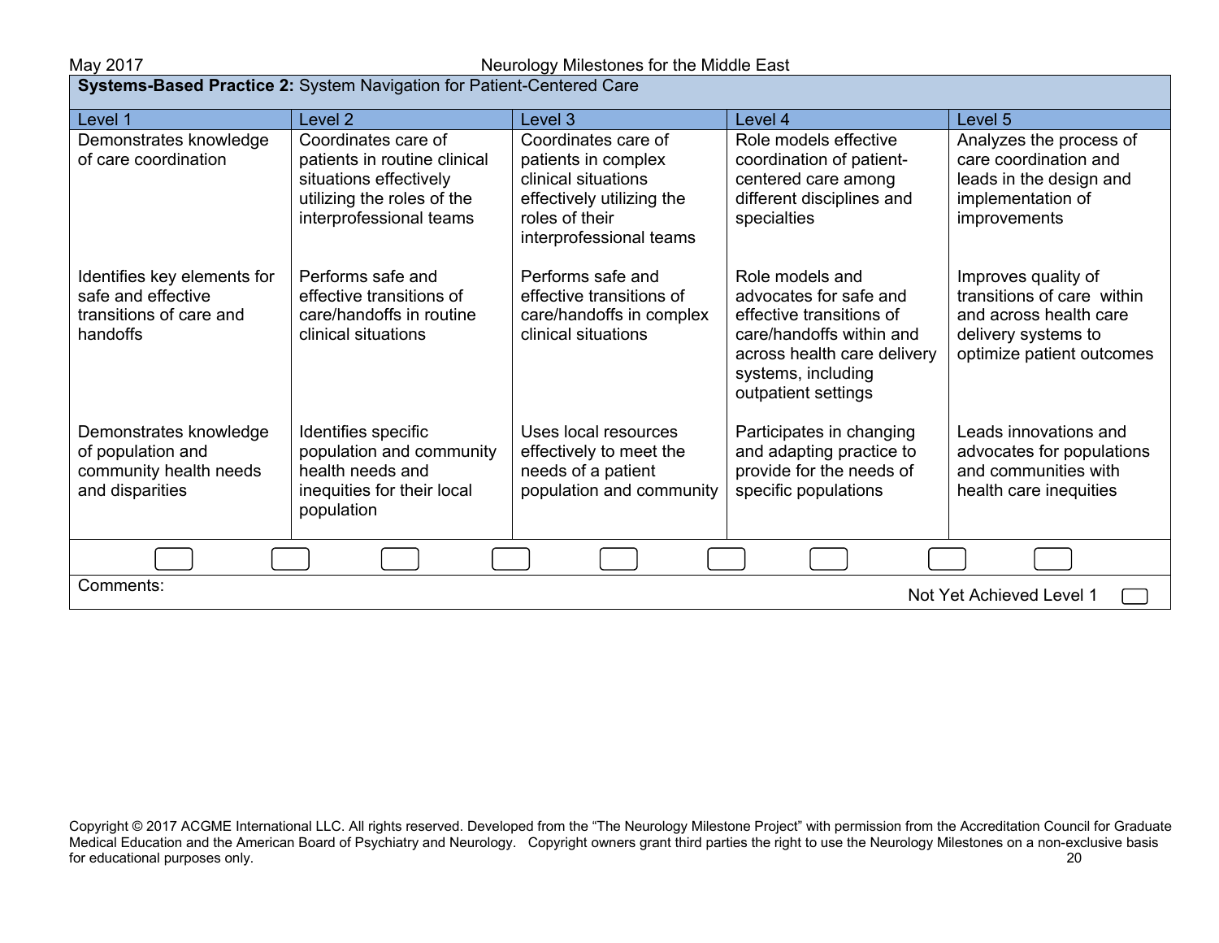**Systems-Based Practice 2:** System Navigation for Patient-Centered Care

| Level 1 | Level 2 | Level 3 | Level 4 | Level 5 |
|---|---|---|---|---|
| Demonstrates knowledge of care coordination | Coordinates care of patients in routine clinical situations effectively utilizing the roles of the interprofessional teams | Coordinates care of patients in complex clinical situations effectively utilizing the roles of their interprofessional teams | Role models effective coordination of patient-centered care among different disciplines and specialties | Analyzes the process of care coordination and leads in the design and implementation of improvements |
| Identifies key elements for safe and effective transitions of care and handoffs | Performs safe and effective transitions of care/handoffs in routine clinical situations | Performs safe and effective transitions of care/handoffs in complex clinical situations | Role models and advocates for safe and effective transitions of care/handoffs within and across health care delivery systems, including outpatient settings | Improves quality of transitions of care within and across health care delivery systems to optimize patient outcomes |
| Demonstrates knowledge of population and community health needs and disparities | Identifies specific population and community health needs and inequities for their local population | Uses local resources effectively to meet the needs of a patient population and community | Participates in changing and adapting practice to provide for the needs of specific populations | Leads innovations and advocates for populations and communities with health care inequities |

Comments:

Not Yet Achieved Level 1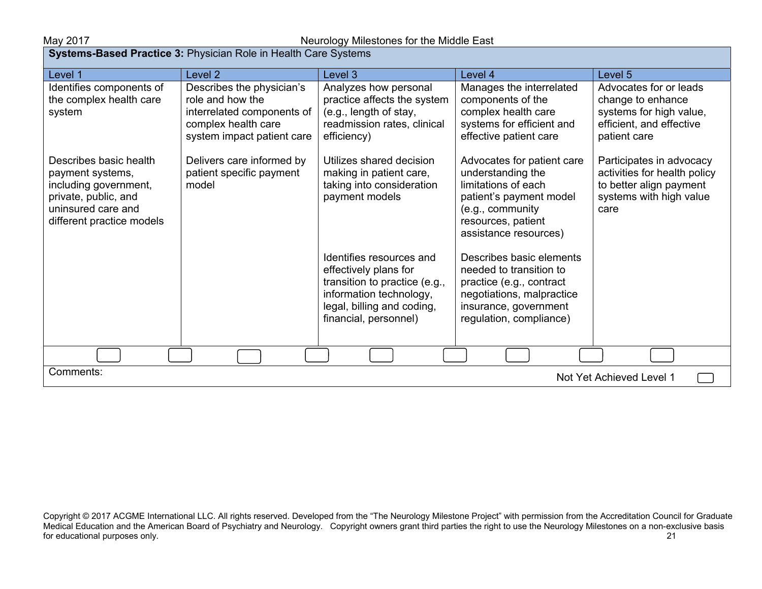**Systems-Based Practice 3:** Physician Role in Health Care Systems

| Level 1 | Level 2 | Level 3 | Level 4 | Level 5 |
|---|---|---|---|---|
| Identifies components of the complex health care system | Describes the physician's role and how the interrelated components of complex health care system impact patient care | Analyzes how personal practice affects the system (e.g., length of stay, readmission rates, clinical efficiency) | Manages the interrelated components of the complex health care systems for efficient and effective patient care | Advocates for or leads change to enhance systems for high value, efficient, and effective patient care |
| Describes basic health payment systems, including government, private, public, and uninsured care and different practice models | Delivers care informed by patient specific payment model | Utilizes shared decision making in patient care, taking into consideration payment models | Advocates for patient care understanding the limitations of each patient's payment model (e.g., community resources, patient assistance resources) | Participates in advocacy activities for health policy to better align payment systems with high value care |
| | | Identifies resources and effectively plans for transition to practice (e.g., information technology, legal, billing and coding, financial, personnel) | Describes basic elements needed to transition to practice (e.g., contract negotiations, malpractice insurance, government regulation, compliance) | |

Comments:

Not Yet Achieved Level 1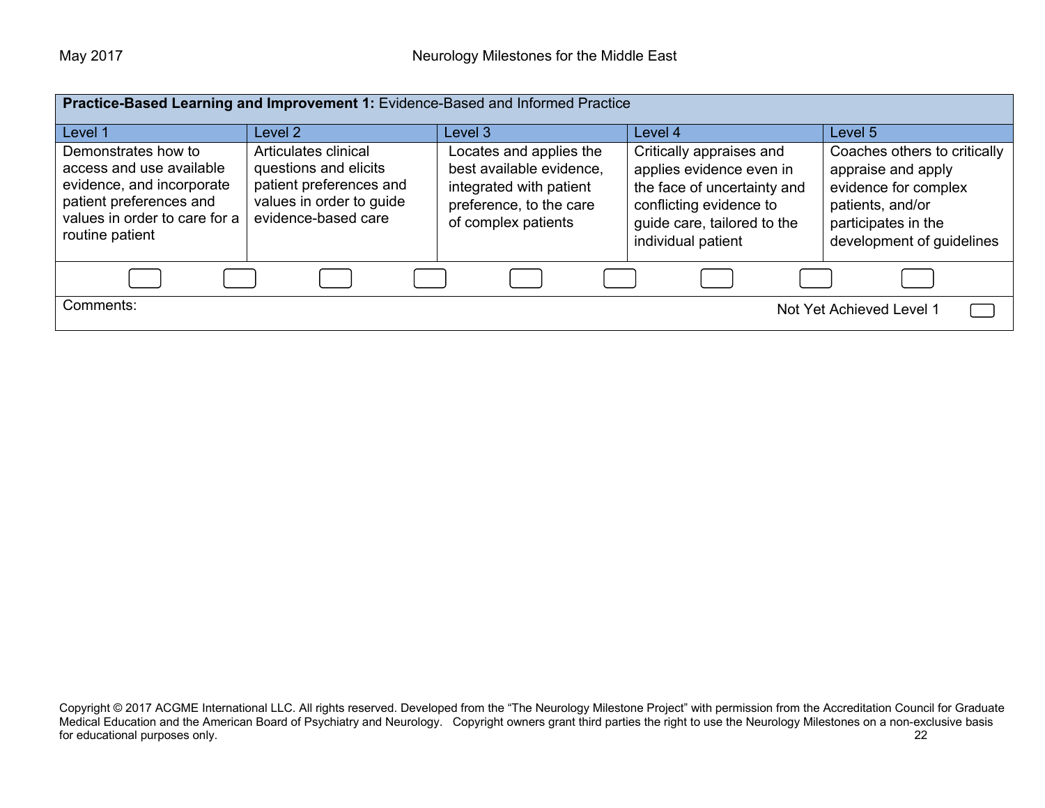**Practice-Based Learning and Improvement 1:** Evidence-Based and Informed Practice

| Level 1 | Level 2 | Level 3 | Level 4 | Level 5 |
|---|---|---|---|---|
| Demonstrates how to access and use available evidence, and incorporate patient preferences and values in order to care for a routine patient | Articulates clinical questions and elicits patient preferences and values in order to guide evidence-based care | Locates and applies the best available evidence, integrated with patient preference, to the care of complex patients | Critically appraises and applies evidence even in the face of uncertainty and conflicting evidence to guide care, tailored to the individual patient | Coaches others to critically appraise and apply evidence for complex patients, and/or participates in the development of guidelines |

Comments:

Not Yet Achieved Level 1

Copyright © 2017 ACGME International LLC. All rights reserved. Developed from the "The Neurology Milestone Project" with permission from the Accreditation Council for Graduate Medical Education and the American Board of Psychiatry and Neurology. Copyright owners grant third parties the right to use the Neurology Milestones on a non-exclusive basis for educational purposes only.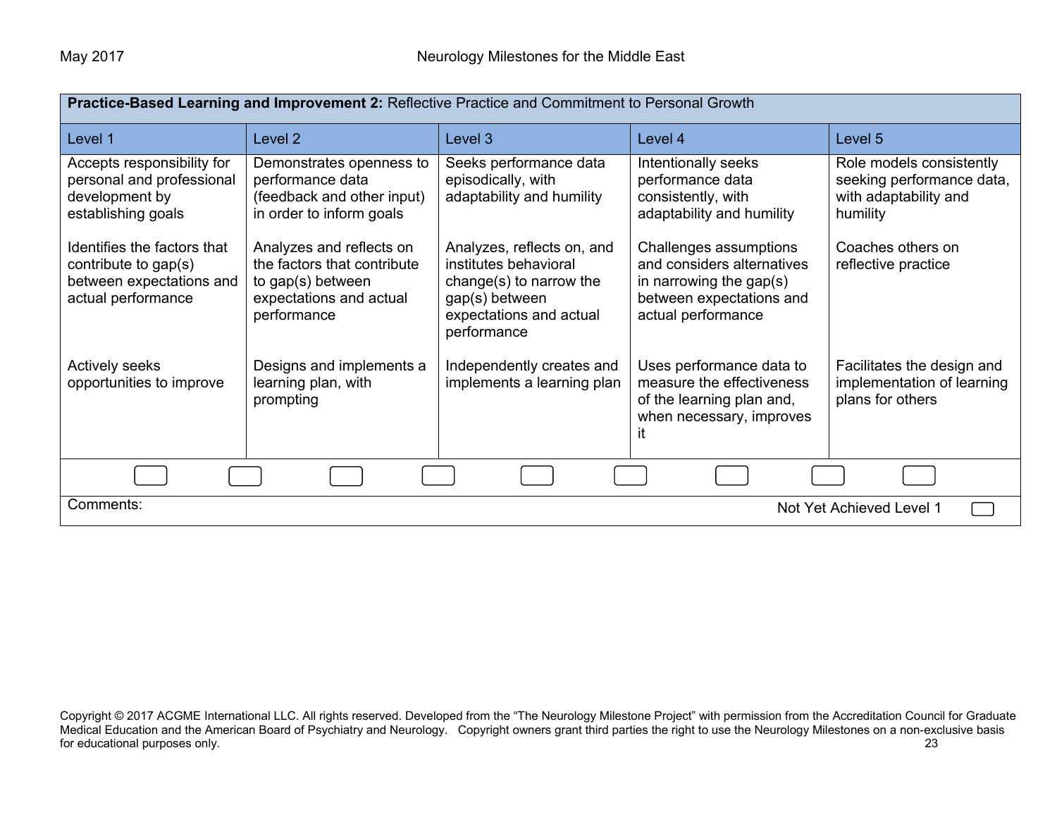| **Practice-Based Learning and Improvement 2:** Reflective Practice and Commitment to Personal Growth | | | | |
|---|---|---|---|---|
| Level 1 | Level 2 | Level 3 | Level 4 | Level 5 |
| Accepts responsibility for personal and professional development by establishing goals | Demonstrates openness to performance data (feedback and other input) in order to inform goals | Seeks performance data episodically, with adaptability and humility | Intentionally seeks performance data consistently, with adaptability and humility | Role models consistently seeking performance data, with adaptability and humility |
| Identifies the factors that contribute to gap(s) between expectations and actual performance | Analyzes and reflects on the factors that contribute to gap(s) between expectations and actual performance | Analyzes, reflects on, and institutes behavioral change(s) to narrow the gap(s) between expectations and actual performance | Challenges assumptions and considers alternatives in narrowing the gap(s) between expectations and actual performance | Coaches others on reflective practice |
| Actively seeks opportunities to improve | Designs and implements a learning plan, with prompting | Independently creates and implements a learning plan | Uses performance data to measure the effectiveness of the learning plan and, when necessary, improves it | Facilitates the design and implementation of learning plans for others |

Comments: Not Yet Achieved Level 1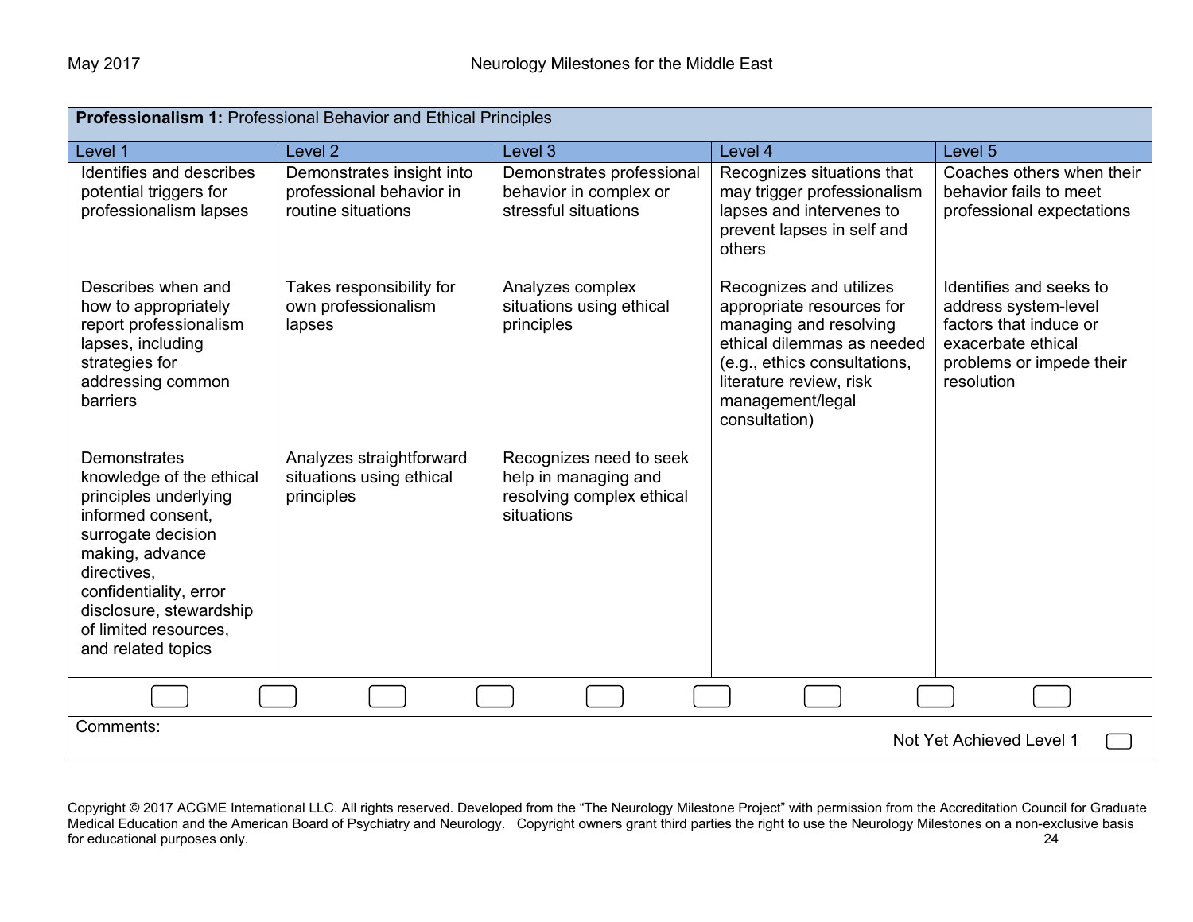| **Professionalism 1:** Professional Behavior and Ethical Principles | | | | |
|---|---|---|---|---|
| Level 1 | Level 2 | Level 3 | Level 4 | Level 5 |
| Identifies and describes potential triggers for professionalism lapses | Demonstrates insight into professional behavior in routine situations | Demonstrates professional behavior in complex or stressful situations | Recognizes situations that may trigger professionalism lapses and intervenes to prevent lapses in self and others | Coaches others when their behavior fails to meet professional expectations |
| Describes when and how to appropriately report professionalism lapses, including strategies for addressing common barriers | Takes responsibility for own professionalism lapses | Analyzes complex situations using ethical principles | Recognizes and utilizes appropriate resources for managing and resolving ethical dilemmas as needed (e.g., ethics consultations, literature review, risk management/legal consultation) | Identifies and seeks to address system-level factors that induce or exacerbate ethical problems or impede their resolution |
| Demonstrates knowledge of the ethical principles underlying informed consent, surrogate decision making, advance directives, confidentiality, error disclosure, stewardship of limited resources, and related topics | Analyzes straightforward situations using ethical principles | Recognizes need to seek help in managing and resolving complex ethical situations | | |

Comments:

Not Yet Achieved Level 1

Copyright © 2017 ACGME International LLC. All rights reserved. Developed from the "The Neurology Milestone Project" with permission from the Accreditation Council for Graduate Medical Education and the American Board of Psychiatry and Neurology. Copyright owners grant third parties the right to use the Neurology Milestones on a non-exclusive basis for educational purposes only.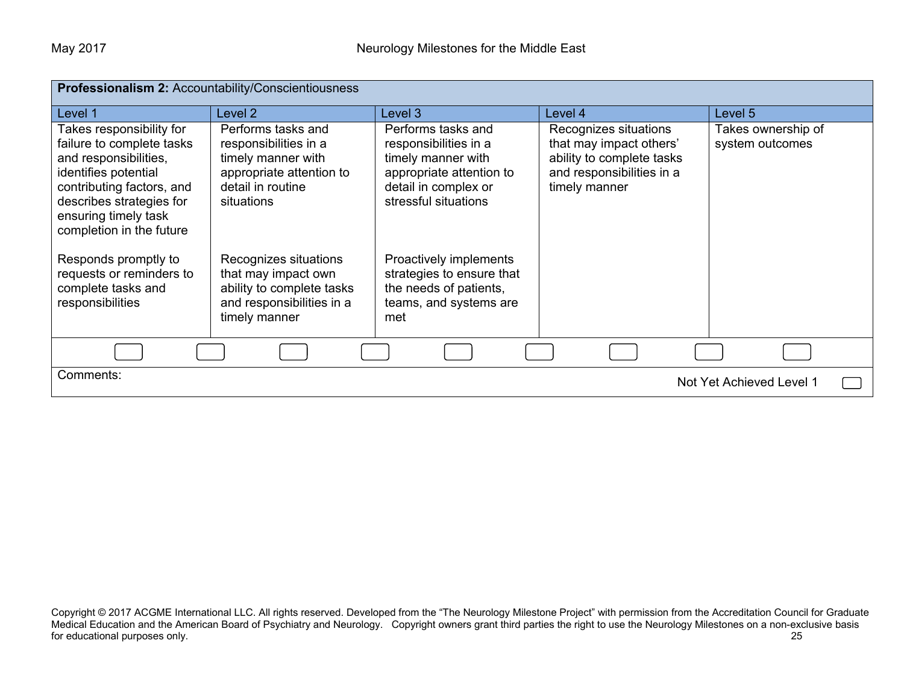| **Professionalism 2:** Accountability/Conscientiousness | | | | |
|---|---|---|---|---|
| Level 1 | Level 2 | Level 3 | Level 4 | Level 5 |
| Takes responsibility for failure to complete tasks and responsibilities, identifies potential contributing factors, and describes strategies for ensuring timely task completion in the future<br><br>Responds promptly to requests or reminders to complete tasks and responsibilities | Performs tasks and responsibilities in a timely manner with appropriate attention to detail in routine situations<br><br>Recognizes situations that may impact own ability to complete tasks and responsibilities in a timely manner | Performs tasks and responsibilities in a timely manner with appropriate attention to detail in complex or stressful situations<br><br>Proactively implements strategies to ensure that the needs of patients, teams, and systems are met | Recognizes situations that may impact others' ability to complete tasks and responsibilities in a timely manner | Takes ownership of system outcomes |

Comments:

Not Yet Achieved Level 1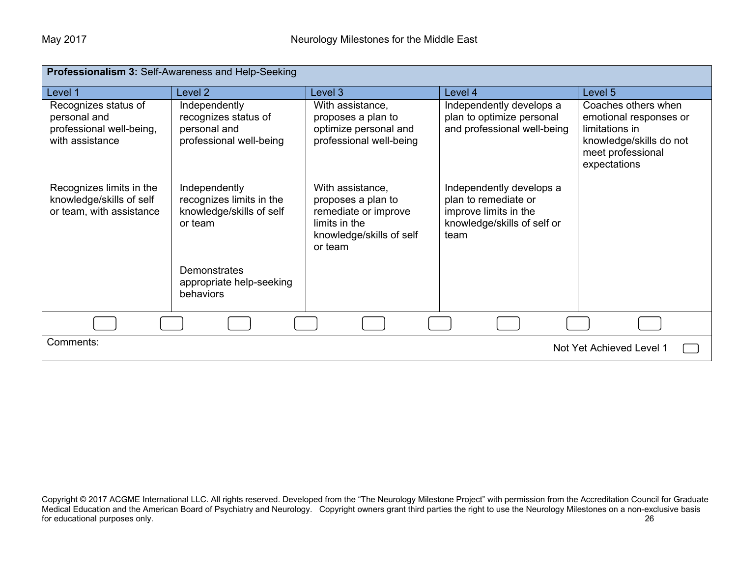**Professionalism 3:** Self-Awareness and Help-Seeking

| Level 1 | Level 2 | Level 3 | Level 4 | Level 5 |
|---|---|---|---|---|
| Recognizes status of personal and professional well-being, with assistance | Independently recognizes status of personal and professional well-being | With assistance, proposes a plan to optimize personal and professional well-being | Independently develops a plan to optimize personal and professional well-being | Coaches others when emotional responses or limitations in knowledge/skills do not meet professional expectations |
| Recognizes limits in the knowledge/skills of self or team, with assistance | Independently recognizes limits in the knowledge/skills of self or team | With assistance, proposes a plan to remediate or improve limits in the knowledge/skills of self or team | Independently develops a plan to remediate or improve limits in the knowledge/skills of self or team | |
| | Demonstrates appropriate help-seeking behaviors | | | |

Comments:

Not Yet Achieved Level 1

Copyright © 2017 ACGME International LLC. All rights reserved. Developed from the "The Neurology Milestone Project" with permission from the Accreditation Council for Graduate Medical Education and the American Board of Psychiatry and Neurology. Copyright owners grant third parties the right to use the Neurology Milestones on a non-exclusive basis for educational purposes only.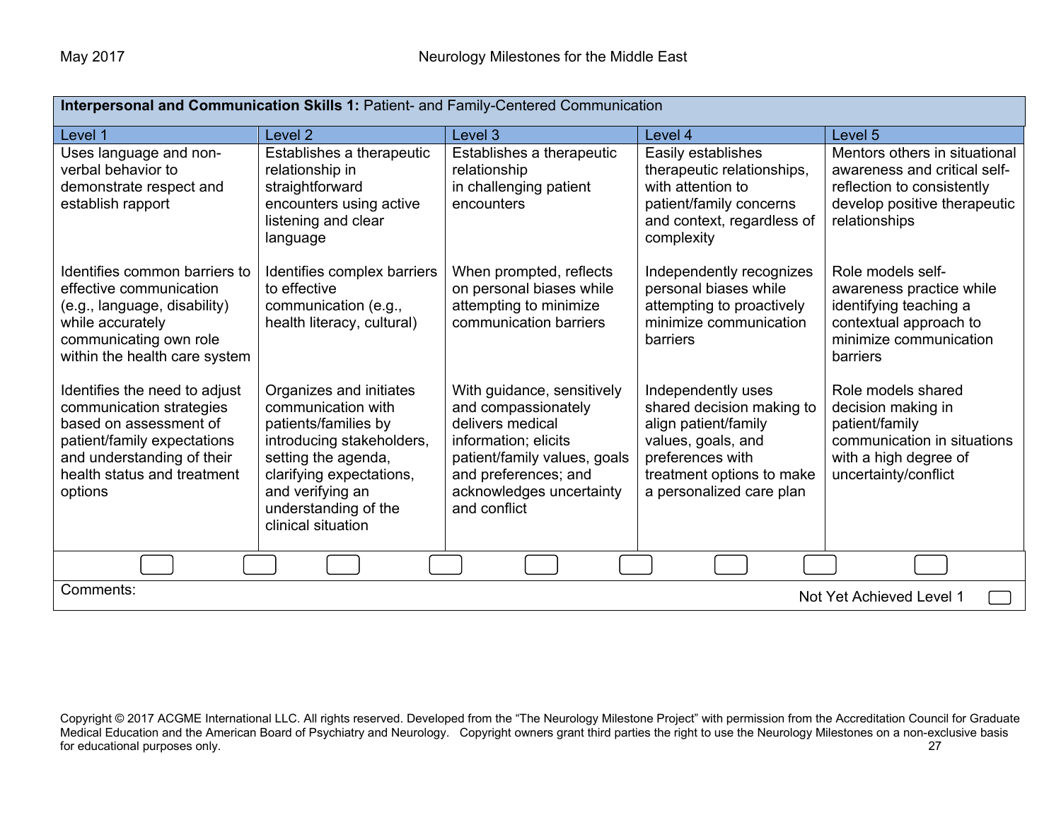| **Interpersonal and Communication Skills 1:** Patient- and Family-Centered Communication | | | | |
|---|---|---|---|---|
| Level 1 | Level 2 | Level 3 | Level 4 | Level 5 |
| Uses language and non-verbal behavior to demonstrate respect and establish rapport | Establishes a therapeutic relationship in straightforward encounters using active listening and clear language | Establishes a therapeutic relationship in challenging patient encounters | Easily establishes therapeutic relationships, with attention to patient/family concerns and context, regardless of complexity | Mentors others in situational awareness and critical self-reflection to consistently develop positive therapeutic relationships |
| Identifies common barriers to effective communication (e.g., language, disability) while accurately communicating own role within the health care system | Identifies complex barriers to effective communication (e.g., health literacy, cultural) | When prompted, reflects on personal biases while attempting to minimize communication barriers | Independently recognizes personal biases while attempting to proactively minimize communication barriers | Role models self-awareness practice while identifying teaching a contextual approach to minimize communication barriers |
| Identifies the need to adjust communication strategies based on assessment of patient/family expectations and understanding of their health status and treatment options | Organizes and initiates communication with patients/families by introducing stakeholders, setting the agenda, clarifying expectations, and verifying an understanding of the clinical situation | With guidance, sensitively and compassionately delivers medical information; elicits patient/family values, goals and preferences; and acknowledges uncertainty and conflict | Independently uses shared decision making to align patient/family values, goals, and preferences with treatment options to make a personalized care plan | Role models shared decision making in patient/family communication in situations with a high degree of uncertainty/conflict |

Comments:

Not Yet Achieved Level 1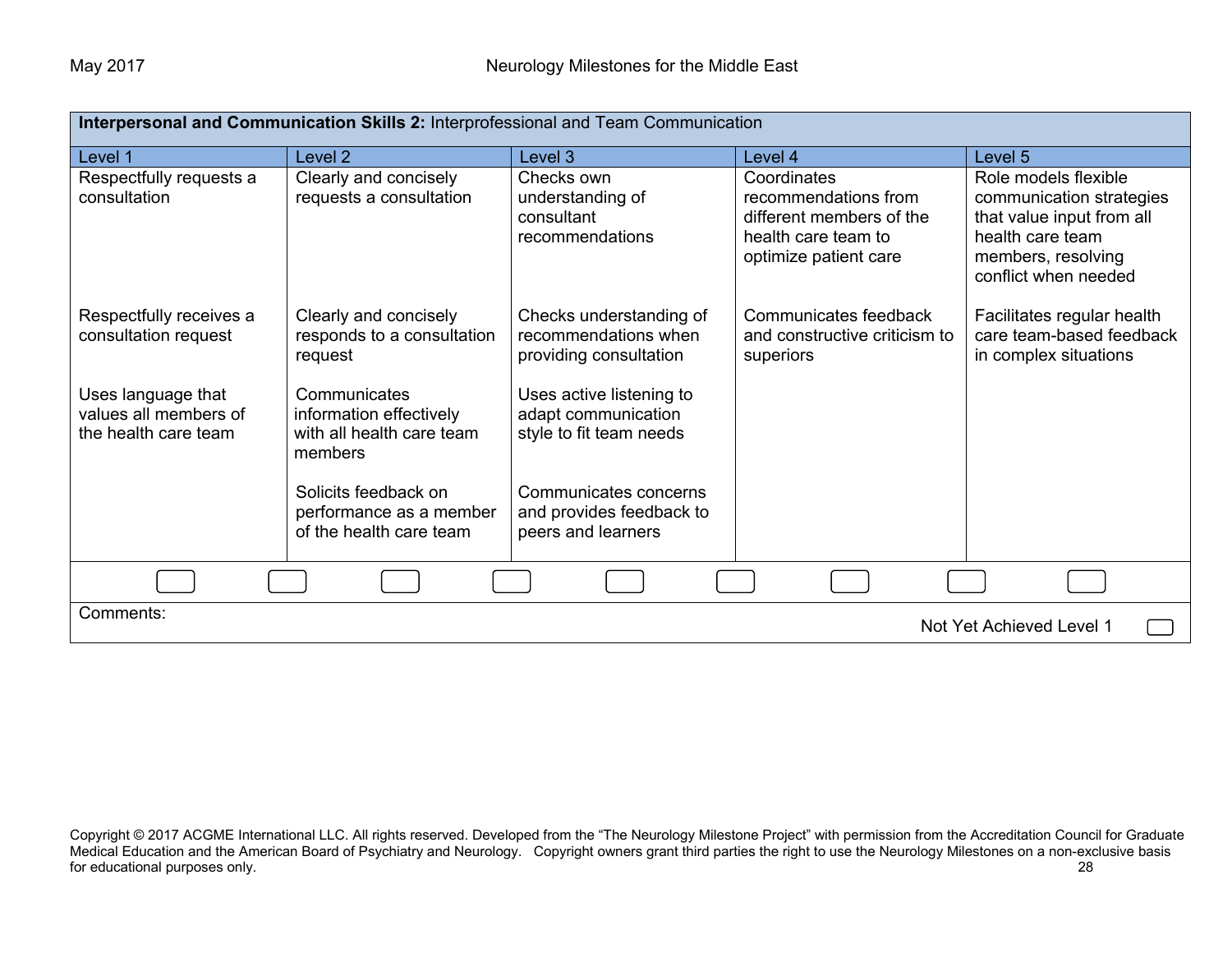| **Interpersonal and Communication Skills 2:** Interprofessional and Team Communication | | | | |
|---|---|---|---|---|
| Level 1 | Level 2 | Level 3 | Level 4 | Level 5 |
| Respectfully requests a consultation | Clearly and concisely requests a consultation | Checks own understanding of consultant recommendations | Coordinates recommendations from different members of the health care team to optimize patient care | Role models flexible communication strategies that value input from all health care team members, resolving conflict when needed |
| Respectfully receives a consultation request | Clearly and concisely responds to a consultation request | Checks understanding of recommendations when providing consultation | Communicates feedback and constructive criticism to superiors | Facilitates regular health care team-based feedback in complex situations |
| Uses language that values all members of the health care team | Communicates information effectively with all health care team members | Uses active listening to adapt communication style to fit team needs | | |
| | Solicits feedback on performance as a member of the health care team | Communicates concerns and provides feedback to peers and learners | | |

Comments:

Not Yet Achieved Level 1

Copyright © 2017 ACGME International LLC. All rights reserved. Developed from the “The Neurology Milestone Project” with permission from the Accreditation Council for Graduate Medical Education and the American Board of Psychiatry and Neurology. Copyright owners grant third parties the right to use the Neurology Milestones on a non-exclusive basis for educational purposes only.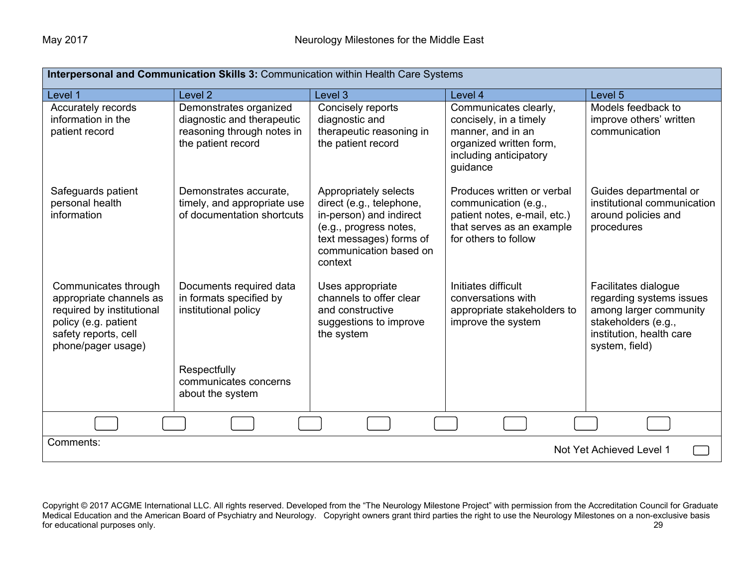| **Interpersonal and Communication Skills 3:** Communication within Health Care Systems | | | | |
|---|---|---|---|---|
| Level 1 | Level 2 | Level 3 | Level 4 | Level 5 |
| Accurately records information in the patient record | Demonstrates organized diagnostic and therapeutic reasoning through notes in the patient record | Concisely reports diagnostic and therapeutic reasoning in the patient record | Communicates clearly, concisely, in a timely manner, and in an organized written form, including anticipatory guidance | Models feedback to improve others' written communication |
| Safeguards patient personal health information | Demonstrates accurate, timely, and appropriate use of documentation shortcuts | Appropriately selects direct (e.g., telephone, in-person) and indirect (e.g., progress notes, text messages) forms of communication based on context | Produces written or verbal communication (e.g., patient notes, e-mail, etc.) that serves as an example for others to follow | Guides departmental or institutional communication around policies and procedures |
| Communicates through appropriate channels as required by institutional policy (e.g. patient safety reports, cell phone/pager usage) | Documents required data in formats specified by institutional policy | Uses appropriate channels to offer clear and constructive suggestions to improve the system | Initiates difficult conversations with appropriate stakeholders to improve the system | Facilitates dialogue regarding systems issues among larger community stakeholders (e.g., institution, health care system, field) |
| | Respectfully communicates concerns about the system | | | |

Comments:

Not Yet Achieved Level 1